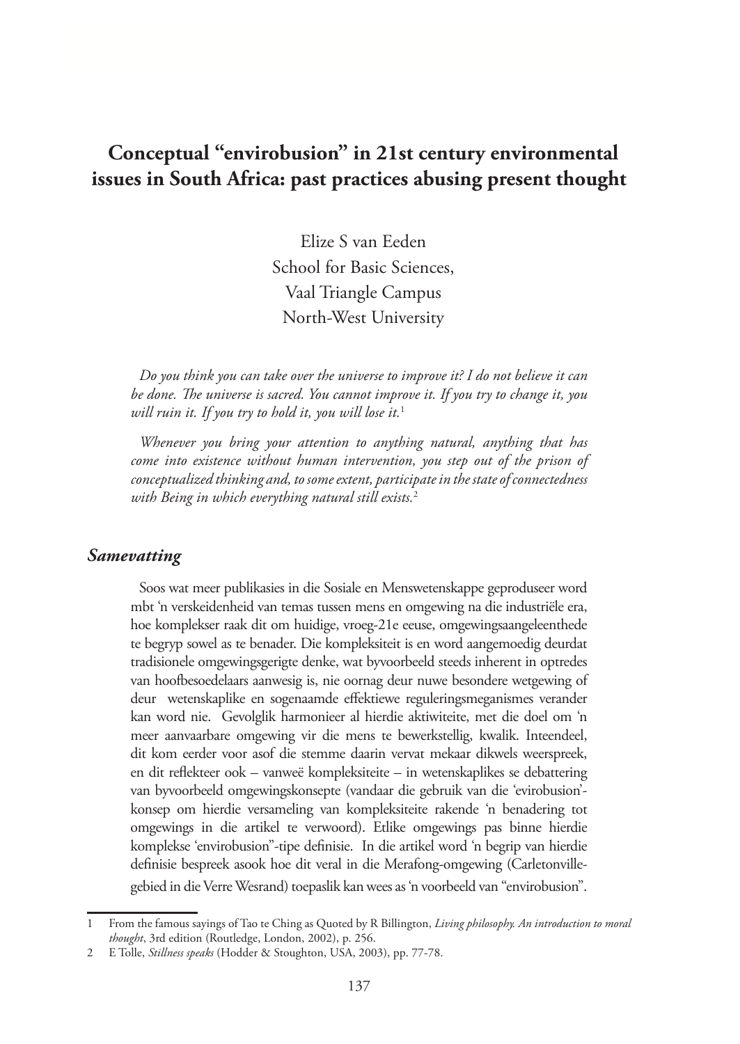# Conceptual "envirobusion" in 21st century environmental issues in South Africa: past practices abusing present thought

Elize S van Eeden
School for Basic Sciences,
Vaal Triangle Campus
North-West University

*Do you think you can take over the universe to improve it? I do not believe it can be done. The universe is sacred. You cannot improve it. If you try to change it, you will ruin it. If you try to hold it, you will lose it.*[1]

*Whenever you bring your attention to anything natural, anything that has come into existence without human intervention, you step out of the prison of conceptualized thinking and, to some extent, participate in the state of connectedness with Being in which everything natural still exists.*[2]

## *Samevatting*

Soos wat meer publikasies in die Sosiale en Menswetenskappe geproduseer word mbt 'n verskeidenheid van temas tussen mens en omgewing na die industriële era, hoe komplekser raak dit om huidige, vroeg-21e eeuse, omgewingsaangeleenthede te begryp sowel as te benader. Die kompleksiteit is en word aangemoedig deurdat tradisionele omgewingsgerigte denke, wat byvoorbeeld steeds inherent in optredes van hoofbesoedelaars aanwesig is, nie oornag deur nuwe besondere wetgewing of deur wetenskaplike en sogenaamde effektiewe reguleringsmeganismes verander kan word nie. Gevolglik harmonieer al hierdie aktiwiteite, met die doel om 'n meer aanvaarbare omgewing vir die mens te bewerkstellig, kwalik. Inteendeel, dit kom eerder voor asof die stemme daarin vervat mekaar dikwels weerspreek, en dit reflekteer ook – vanweë kompleksiteite – in wetenskaplikes se debattering van byvoorbeeld omgewingskonsepte (vandaar die gebruik van die 'evirobusion'-konsep om hierdie versameling van kompleksiteite rakende 'n benadering tot omgewings in die artikel te verwoord). Etlike omgewings pas binne hierdie komplekse 'envirobusion"-tipe definisie. In die artikel word 'n begrip van hierdie definisie bespreek asook hoe dit veral in die Merafong-omgewing (Carletonville-gebied in die Verre Wesrand) toepaslik kan wees as 'n voorbeeld van "envirobusion".

---

1 From the famous sayings of Tao te Ching as Quoted by R Billington, *Living philosophy. An introduction to moral thought*, 3rd edition (Routledge, London, 2002), p. 256.

2 E Tolle, *Stillness speaks* (Hodder & Stoughton, USA, 2003), pp. 77-78.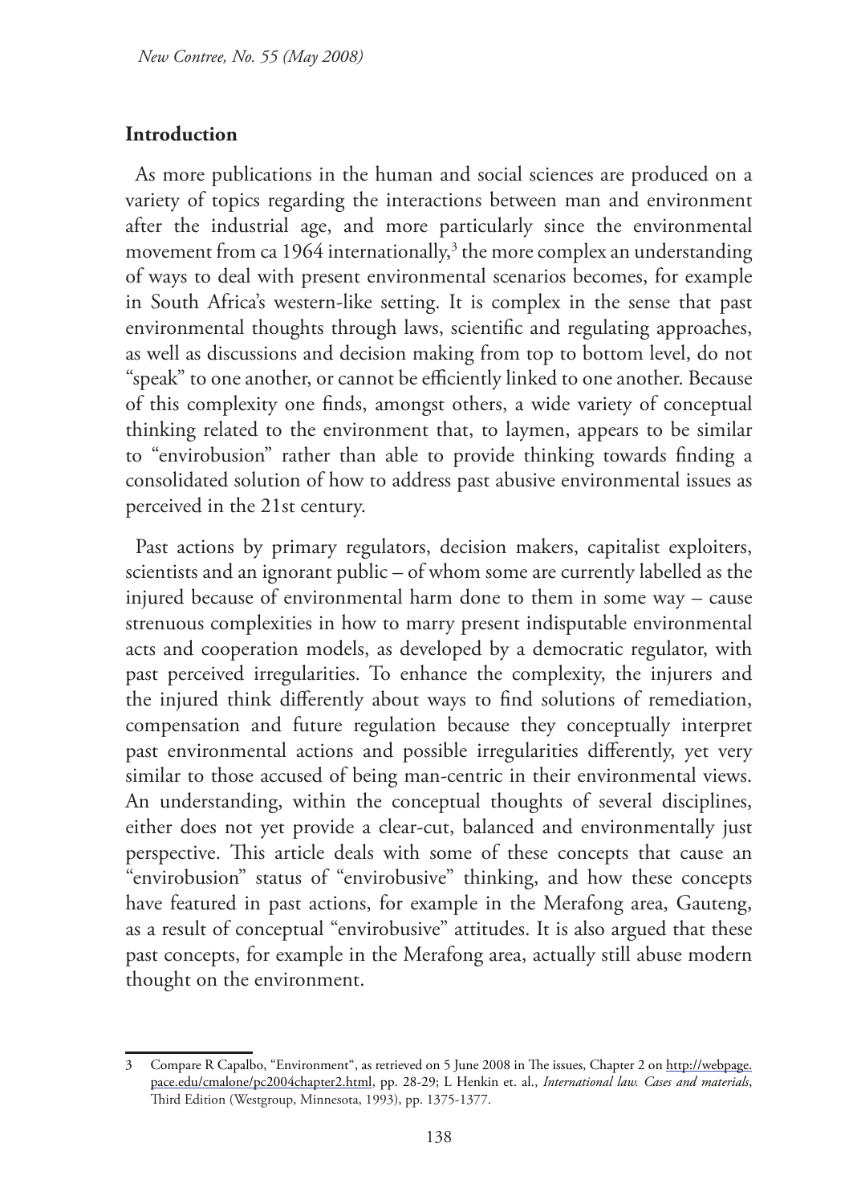## Introduction

As more publications in the human and social sciences are produced on a variety of topics regarding the interactions between man and environment after the industrial age, and more particularly since the environmental movement from ca 1964 internationally,[3] the more complex an understanding of ways to deal with present environmental scenarios becomes, for example in South Africa's western-like setting. It is complex in the sense that past environmental thoughts through laws, scientific and regulating approaches, as well as discussions and decision making from top to bottom level, do not "speak" to one another, or cannot be efficiently linked to one another. Because of this complexity one finds, amongst others, a wide variety of conceptual thinking related to the environment that, to laymen, appears to be similar to "envirobusion" rather than able to provide thinking towards finding a consolidated solution of how to address past abusive environmental issues as perceived in the 21st century.

Past actions by primary regulators, decision makers, capitalist exploiters, scientists and an ignorant public – of whom some are currently labelled as the injured because of environmental harm done to them in some way – cause strenuous complexities in how to marry present indisputable environmental acts and cooperation models, as developed by a democratic regulator, with past perceived irregularities. To enhance the complexity, the injurers and the injured think differently about ways to find solutions of remediation, compensation and future regulation because they conceptually interpret past environmental actions and possible irregularities differently, yet very similar to those accused of being man-centric in their environmental views. An understanding, within the conceptual thoughts of several disciplines, either does not yet provide a clear-cut, balanced and environmentally just perspective. This article deals with some of these concepts that cause an "envirobusion" status of "envirobusive" thinking, and how these concepts have featured in past actions, for example in the Merafong area, Gauteng, as a result of conceptual "envirobusive" attitudes. It is also argued that these past concepts, for example in the Merafong area, actually still abuse modern thought on the environment.

3 Compare R Capalbo, "Environment", as retrieved on 5 June 2008 in The issues, Chapter 2 on http://webpage.pace.edu/cmalone/pc2004chapter2.html, pp. 28-29; L Henkin et. al., *International law. Cases and materials*, Third Edition (Westgroup, Minnesota, 1993), pp. 1375-1377.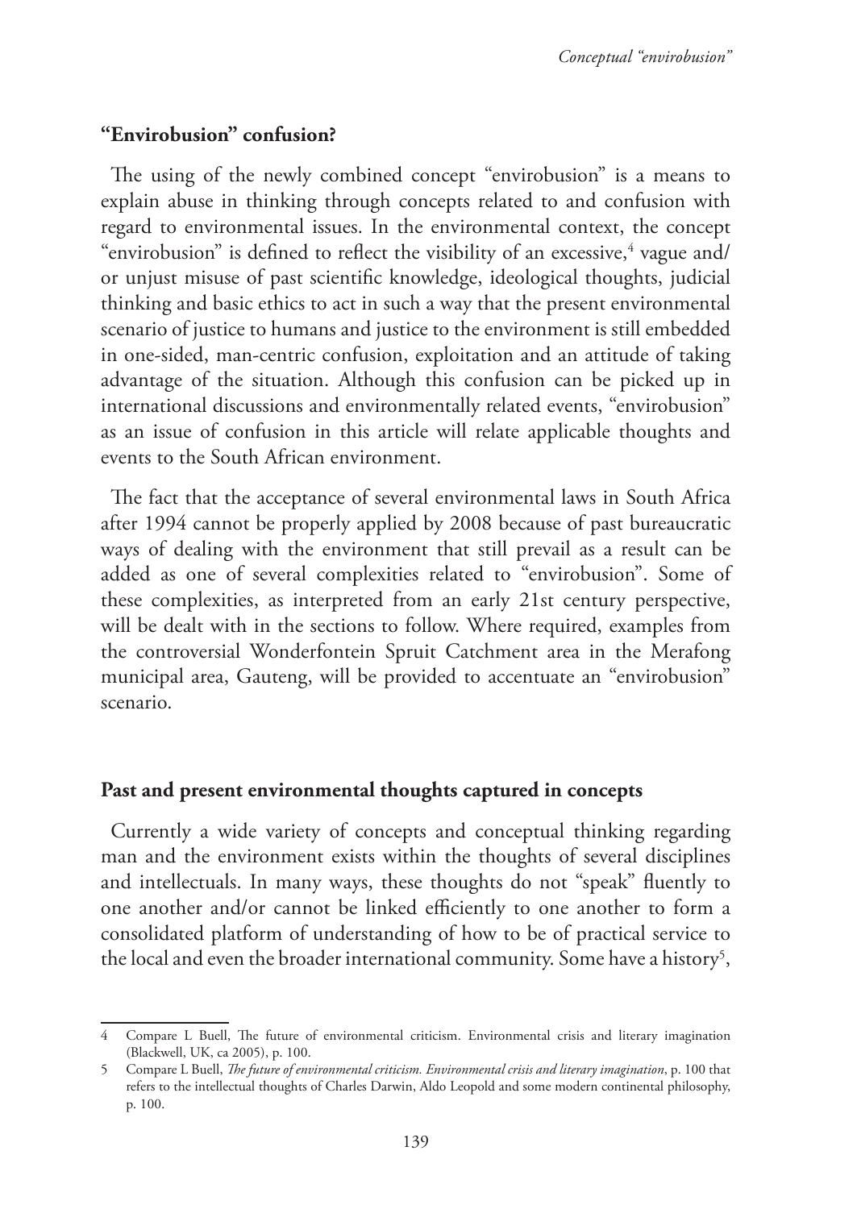## "Envirobusion" confusion?

The using of the newly combined concept "envirobusion" is a means to explain abuse in thinking through concepts related to and confusion with regard to environmental issues. In the environmental context, the concept "envirobusion" is defined to reflect the visibility of an excessive,[4] vague and/or unjust misuse of past scientific knowledge, ideological thoughts, judicial thinking and basic ethics to act in such a way that the present environmental scenario of justice to humans and justice to the environment is still embedded in one-sided, man-centric confusion, exploitation and an attitude of taking advantage of the situation. Although this confusion can be picked up in international discussions and environmentally related events, "envirobusion" as an issue of confusion in this article will relate applicable thoughts and events to the South African environment.

The fact that the acceptance of several environmental laws in South Africa after 1994 cannot be properly applied by 2008 because of past bureaucratic ways of dealing with the environment that still prevail as a result can be added as one of several complexities related to "envirobusion". Some of these complexities, as interpreted from an early 21st century perspective, will be dealt with in the sections to follow. Where required, examples from the controversial Wonderfontein Spruit Catchment area in the Merafong municipal area, Gauteng, will be provided to accentuate an "envirobusion" scenario.

## Past and present environmental thoughts captured in concepts

Currently a wide variety of concepts and conceptual thinking regarding man and the environment exists within the thoughts of several disciplines and intellectuals. In many ways, these thoughts do not "speak" fluently to one another and/or cannot be linked efficiently to one another to form a consolidated platform of understanding of how to be of practical service to the local and even the broader international community. Some have a history[5],

---

4 Compare L Buell, The future of environmental criticism. Environmental crisis and literary imagination (Blackwell, UK, ca 2005), p. 100.

5 Compare L Buell, *The future of environmental criticism. Environmental crisis and literary imagination*, p. 100 that refers to the intellectual thoughts of Charles Darwin, Aldo Leopold and some modern continental philosophy, p. 100.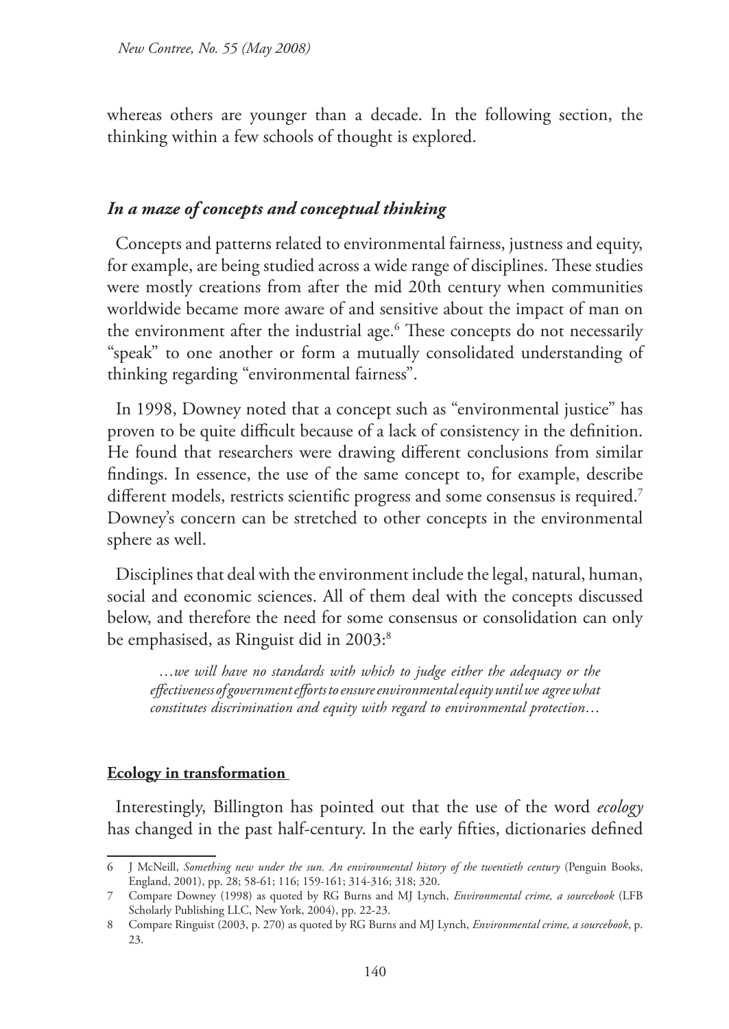whereas others are younger than a decade. In the following section, the thinking within a few schools of thought is explored.

### *In a maze of concepts and conceptual thinking*

Concepts and patterns related to environmental fairness, justness and equity, for example, are being studied across a wide range of disciplines. These studies were mostly creations from after the mid 20th century when communities worldwide became more aware of and sensitive about the impact of man on the environment after the industrial age.[6] These concepts do not necessarily "speak" to one another or form a mutually consolidated understanding of thinking regarding "environmental fairness".

In 1998, Downey noted that a concept such as "environmental justice" has proven to be quite difficult because of a lack of consistency in the definition. He found that researchers were drawing different conclusions from similar findings. In essence, the use of the same concept to, for example, describe different models, restricts scientific progress and some consensus is required.[7] Downey's concern can be stretched to other concepts in the environmental sphere as well.

Disciplines that deal with the environment include the legal, natural, human, social and economic sciences. All of them deal with the concepts discussed below, and therefore the need for some consensus or consolidation can only be emphasised, as Ringuist did in 2003:[8]

> *…we will have no standards with which to judge either the adequacy or the effectiveness of government efforts to ensure environmental equity until we agree what constitutes discrimination and equity with regard to environmental protection…*

#### **Ecology in transformation**

Interestingly, Billington has pointed out that the use of the word *ecology* has changed in the past half-century. In the early fifties, dictionaries defined

---

6 J McNeill, *Something new under the sun. An environmental history of the twentieth century* (Penguin Books, England, 2001), pp. 28; 58-61; 116; 159-161; 314-316; 318; 320.

7 Compare Downey (1998) as quoted by RG Burns and MJ Lynch, *Environmental crime, a sourcebook* (LFB Scholarly Publishing LLC, New York, 2004), pp. 22-23.

8 Compare Ringuist (2003, p. 270) as quoted by RG Burns and MJ Lynch, *Environmental crime, a sourcebook*, p. 23.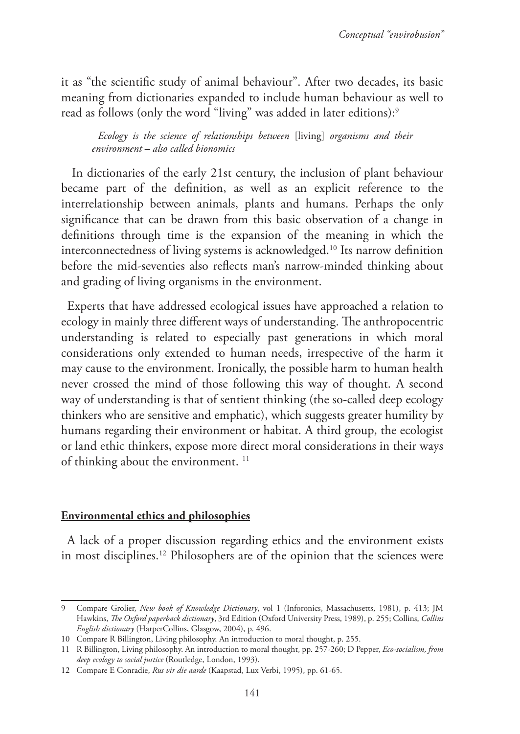it as "the scientific study of animal behaviour". After two decades, its basic meaning from dictionaries expanded to include human behaviour as well to read as follows (only the word "living" was added in later editions):[9]

> *Ecology is the science of relationships between* [living] *organisms and their environment – also called bionomics*

In dictionaries of the early 21st century, the inclusion of plant behaviour became part of the definition, as well as an explicit reference to the interrelationship between animals, plants and humans. Perhaps the only significance that can be drawn from this basic observation of a change in definitions through time is the expansion of the meaning in which the interconnectedness of living systems is acknowledged.[10] Its narrow definition before the mid-seventies also reflects man's narrow-minded thinking about and grading of living organisms in the environment.

Experts that have addressed ecological issues have approached a relation to ecology in mainly three different ways of understanding. The anthropocentric understanding is related to especially past generations in which moral considerations only extended to human needs, irrespective of the harm it may cause to the environment. Ironically, the possible harm to human health never crossed the mind of those following this way of thought. A second way of understanding is that of sentient thinking (the so-called deep ecology thinkers who are sensitive and emphatic), which suggests greater humility by humans regarding their environment or habitat. A third group, the ecologist or land ethic thinkers, expose more direct moral considerations in their ways of thinking about the environment.[11]

## Environmental ethics and philosophies

A lack of a proper discussion regarding ethics and the environment exists in most disciplines.[12] Philosophers are of the opinion that the sciences were

---

9 Compare Grolier, *New book of Knowledge Dictionary*, vol 1 (Inforonics, Massachusetts, 1981), p. 413; JM Hawkins, *The Oxford paperback dictionary*, 3rd Edition (Oxford University Press, 1989), p. 255; Collins, *Collins English dictionary* (HarperCollins, Glasgow, 2004), p. 496.

10 Compare R Billington, Living philosophy. An introduction to moral thought, p. 255.

11 R Billington, Living philosophy. An introduction to moral thought, pp. 257-260; D Pepper, *Eco-socialism, from deep ecology to social justice* (Routledge, London, 1993).

12 Compare E Conradie, *Rus vir die aarde* (Kaapstad, Lux Verbi, 1995), pp. 61-65.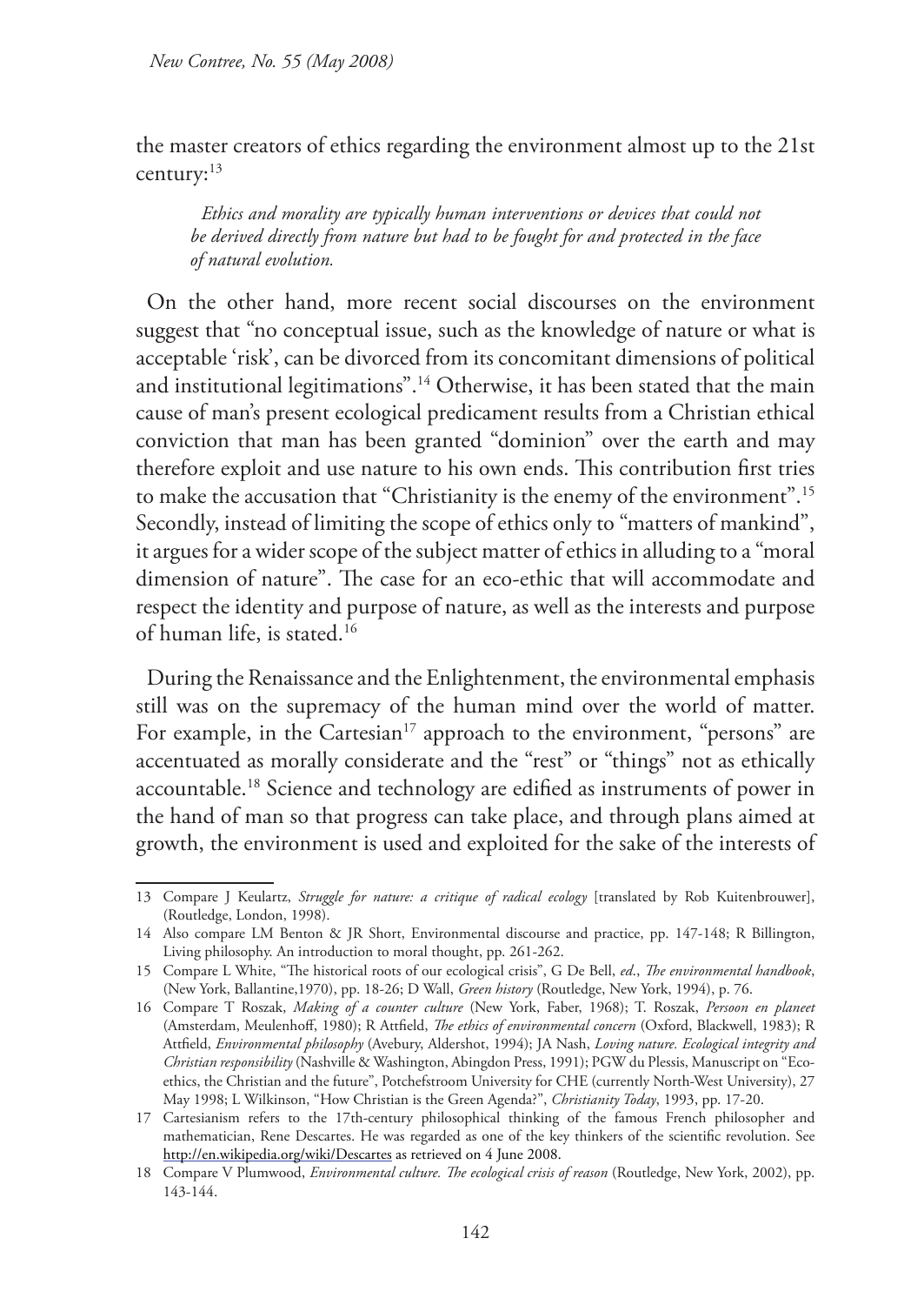the master creators of ethics regarding the environment almost up to the 21st century:[13]

> *Ethics and morality are typically human interventions or devices that could not be derived directly from nature but had to be fought for and protected in the face of natural evolution.*

On the other hand, more recent social discourses on the environment suggest that "no conceptual issue, such as the knowledge of nature or what is acceptable 'risk', can be divorced from its concomitant dimensions of political and institutional legitimations".[14] Otherwise, it has been stated that the main cause of man's present ecological predicament results from a Christian ethical conviction that man has been granted "dominion" over the earth and may therefore exploit and use nature to his own ends. This contribution first tries to make the accusation that "Christianity is the enemy of the environment".[15] Secondly, instead of limiting the scope of ethics only to "matters of mankind", it argues for a wider scope of the subject matter of ethics in alluding to a "moral dimension of nature". The case for an eco-ethic that will accommodate and respect the identity and purpose of nature, as well as the interests and purpose of human life, is stated.[16]

During the Renaissance and the Enlightenment, the environmental emphasis still was on the supremacy of the human mind over the world of matter. For example, in the Cartesian[17] approach to the environment, "persons" are accentuated as morally considerate and the "rest" or "things" not as ethically accountable.[18] Science and technology are edified as instruments of power in the hand of man so that progress can take place, and through plans aimed at growth, the environment is used and exploited for the sake of the interests of

---

13 Compare J Keulartz, *Struggle for nature: a critique of radical ecology* [translated by Rob Kuitenbrouwer], (Routledge, London, 1998).

14 Also compare LM Benton & JR Short, Environmental discourse and practice, pp. 147-148; R Billington, Living philosophy. An introduction to moral thought, pp. 261-262.

15 Compare L White, "The historical roots of our ecological crisis", G De Bell, *ed*., *The environmental handbook*, (New York, Ballantine,1970), pp. 18-26; D Wall, *Green history* (Routledge, New York, 1994), p. 76.

16 Compare T Roszak, *Making of a counter culture* (New York, Faber, 1968); T. Roszak, *Persoon en planeet* (Amsterdam, Meulenhoff, 1980); R Attfield, *The ethics of environmental concern* (Oxford, Blackwell, 1983); R Attfield, *Environmental philosophy* (Avebury, Aldershot, 1994); JA Nash, *Loving nature. Ecological integrity and Christian responsibility* (Nashville & Washington, Abingdon Press, 1991); PGW du Plessis, Manuscript on "Eco-ethics, the Christian and the future", Potchefstroom University for CHE (currently North-West University), 27 May 1998; L Wilkinson, "How Christian is the Green Agenda?", *Christianity Today*, 1993, pp. 17-20.

17 Cartesianism refers to the 17th-century philosophical thinking of the famous French philosopher and mathematician, Rene Descartes. He was regarded as one of the key thinkers of the scientific revolution. See http://en.wikipedia.org/wiki/Descartes as retrieved on 4 June 2008.

18 Compare V Plumwood, *Environmental culture. The ecological crisis of reason* (Routledge, New York, 2002), pp. 143-144.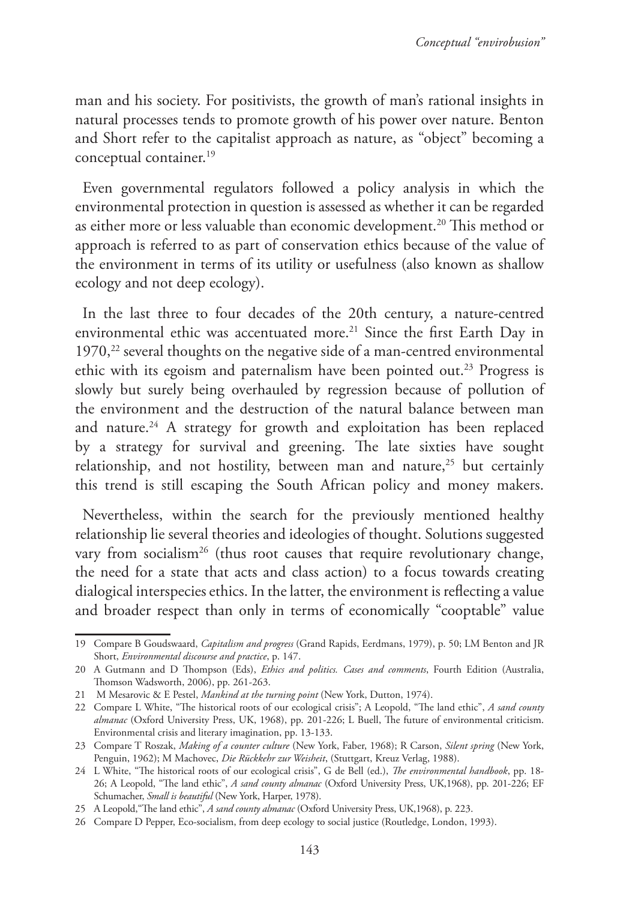man and his society. For positivists, the growth of man's rational insights in natural processes tends to promote growth of his power over nature. Benton and Short refer to the capitalist approach as nature, as "object" becoming a conceptual container.[19]

Even governmental regulators followed a policy analysis in which the environmental protection in question is assessed as whether it can be regarded as either more or less valuable than economic development.[20] This method or approach is referred to as part of conservation ethics because of the value of the environment in terms of its utility or usefulness (also known as shallow ecology and not deep ecology).

In the last three to four decades of the 20th century, a nature-centred environmental ethic was accentuated more.[21] Since the first Earth Day in 1970,[22] several thoughts on the negative side of a man-centred environmental ethic with its egoism and paternalism have been pointed out.[23] Progress is slowly but surely being overhauled by regression because of pollution of the environment and the destruction of the natural balance between man and nature.[24] A strategy for growth and exploitation has been replaced by a strategy for survival and greening. The late sixties have sought relationship, and not hostility, between man and nature,[25] but certainly this trend is still escaping the South African policy and money makers.

Nevertheless, within the search for the previously mentioned healthy relationship lie several theories and ideologies of thought. Solutions suggested vary from socialism[26] (thus root causes that require revolutionary change, the need for a state that acts and class action) to a focus towards creating dialogical interspecies ethics. In the latter, the environment is reflecting a value and broader respect than only in terms of economically "cooptable" value

---

19 Compare B Goudswaard, *Capitalism and progress* (Grand Rapids, Eerdmans, 1979), p. 50; LM Benton and JR Short, *Environmental discourse and practice*, p. 147.

20 A Gutmann and D Thompson (Eds), *Ethics and politics. Cases and comments*, Fourth Edition (Australia, Thomson Wadsworth, 2006), pp. 261-263.

21 M Mesarovic & E Pestel, *Mankind at the turning point* (New York, Dutton, 1974).

22 Compare L White, "The historical roots of our ecological crisis"; A Leopold, "The land ethic", *A sand county almanac* (Oxford University Press, UK, 1968), pp. 201-226; L Buell, The future of environmental criticism. Environmental crisis and literary imagination, pp. 13-133.

23 Compare T Roszak, *Making of a counter culture* (New York, Faber, 1968); R Carson, *Silent spring* (New York, Penguin, 1962); M Machovec, *Die Rückkehr zur Weisheit*, (Stuttgart, Kreuz Verlag, 1988).

24 L White, "The historical roots of our ecological crisis", G de Bell (ed.), *The environmental handbook*, pp. 18-26; A Leopold, "The land ethic", *A sand county almanac* (Oxford University Press, UK,1968), pp. 201-226; EF Schumacher, *Small is beautiful* (New York, Harper, 1978).

25 A Leopold,"The land ethic", *A sand county almanac* (Oxford University Press, UK,1968), p. 223.

26 Compare D Pepper, Eco-socialism, from deep ecology to social justice (Routledge, London, 1993).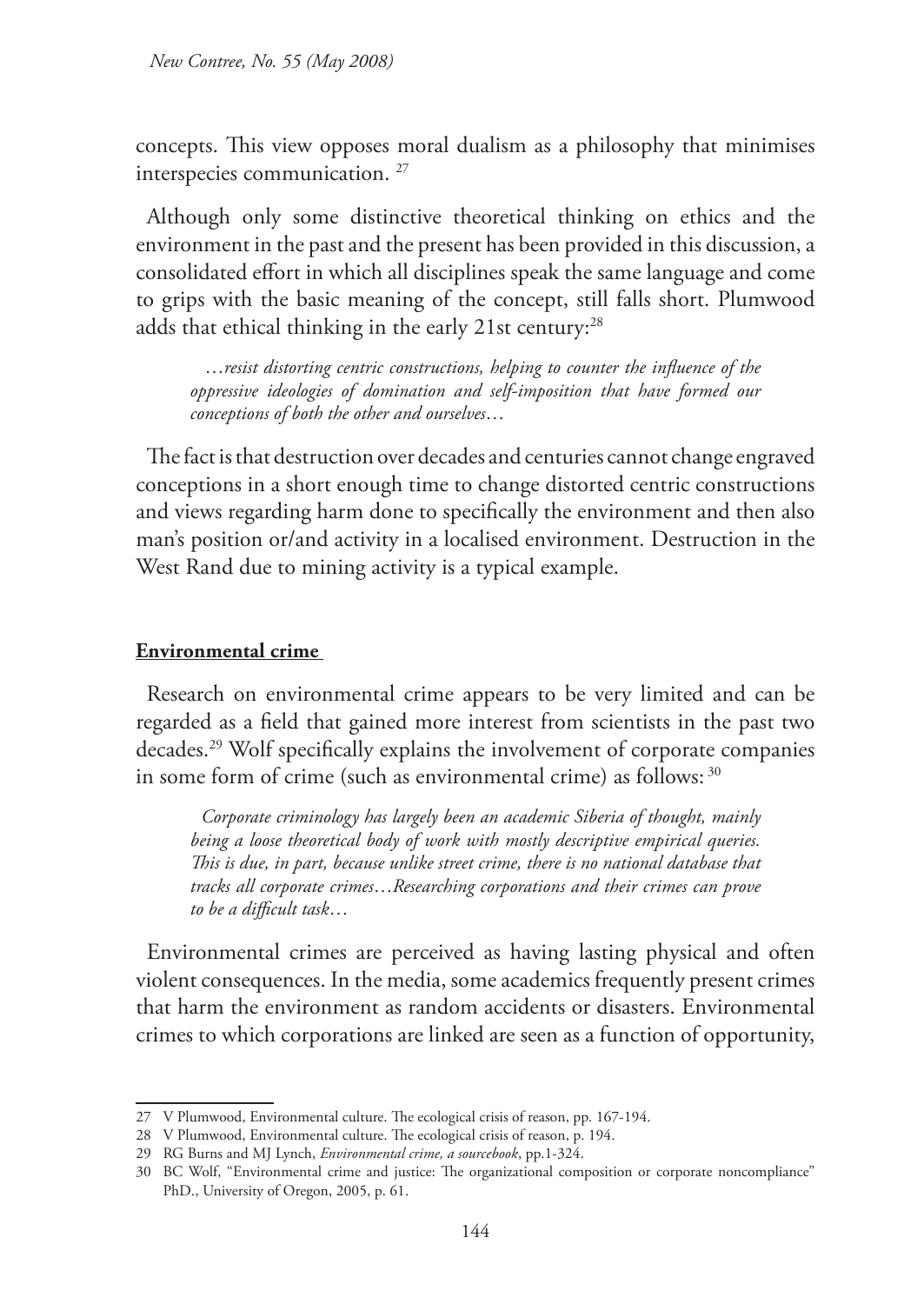concepts. This view opposes moral dualism as a philosophy that minimises interspecies communication. [27]

Although only some distinctive theoretical thinking on ethics and the environment in the past and the present has been provided in this discussion, a consolidated effort in which all disciplines speak the same language and come to grips with the basic meaning of the concept, still falls short. Plumwood adds that ethical thinking in the early 21st century:[28]

> *…resist distorting centric constructions, helping to counter the influence of the oppressive ideologies of domination and self-imposition that have formed our conceptions of both the other and ourselves…*

The fact is that destruction over decades and centuries cannot change engraved conceptions in a short enough time to change distorted centric constructions and views regarding harm done to specifically the environment and then also man's position or/and activity in a localised environment. Destruction in the West Rand due to mining activity is a typical example.

## **Environmental crime**

Research on environmental crime appears to be very limited and can be regarded as a field that gained more interest from scientists in the past two decades.[29] Wolf specifically explains the involvement of corporate companies in some form of crime (such as environmental crime) as follows: [30]

> *Corporate criminology has largely been an academic Siberia of thought, mainly being a loose theoretical body of work with mostly descriptive empirical queries. This is due, in part, because unlike street crime, there is no national database that tracks all corporate crimes…Researching corporations and their crimes can prove to be a difficult task…*

Environmental crimes are perceived as having lasting physical and often violent consequences. In the media, some academics frequently present crimes that harm the environment as random accidents or disasters. Environmental crimes to which corporations are linked are seen as a function of opportunity,

---

27 V Plumwood, Environmental culture. The ecological crisis of reason, pp. 167-194.

28 V Plumwood, Environmental culture. The ecological crisis of reason, p. 194.

29 RG Burns and MJ Lynch, *Environmental crime, a sourcebook*, pp.1-324.

30 BC Wolf, "Environmental crime and justice: The organizational composition or corporate noncompliance" PhD., University of Oregon, 2005, p. 61.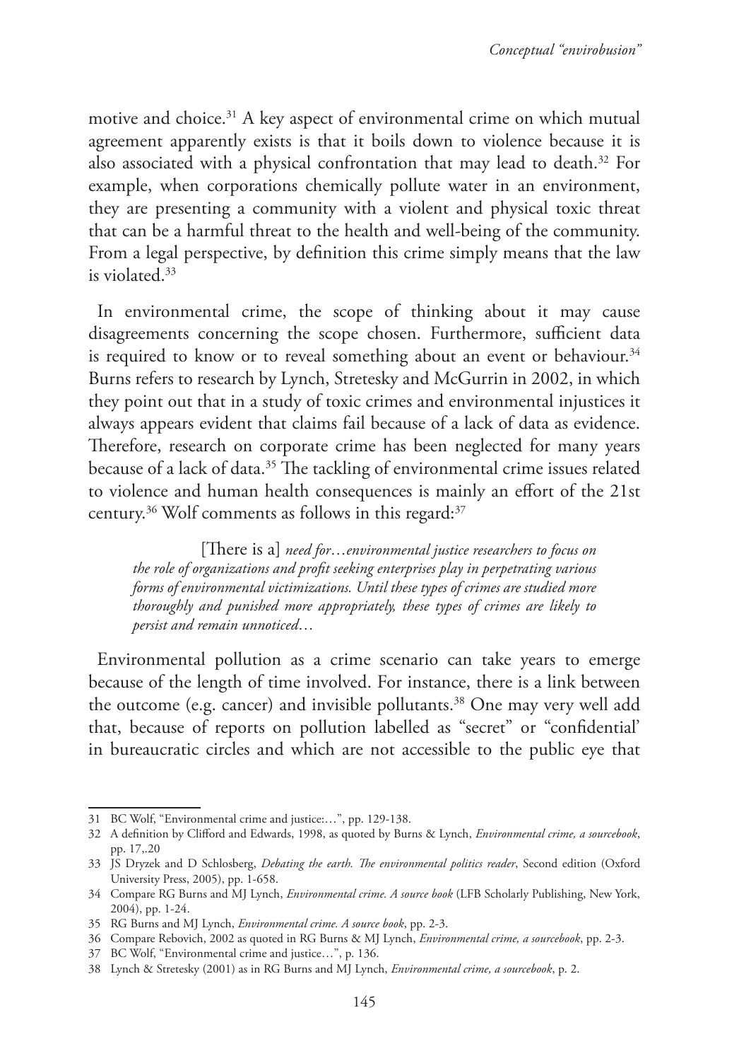motive and choice.[31] A key aspect of environmental crime on which mutual agreement apparently exists is that it boils down to violence because it is also associated with a physical confrontation that may lead to death.[32] For example, when corporations chemically pollute water in an environment, they are presenting a community with a violent and physical toxic threat that can be a harmful threat to the health and well-being of the community. From a legal perspective, by definition this crime simply means that the law is violated.[33]

In environmental crime, the scope of thinking about it may cause disagreements concerning the scope chosen. Furthermore, sufficient data is required to know or to reveal something about an event or behaviour.[34] Burns refers to research by Lynch, Stretesky and McGurrin in 2002, in which they point out that in a study of toxic crimes and environmental injustices it always appears evident that claims fail because of a lack of data as evidence. Therefore, research on corporate crime has been neglected for many years because of a lack of data.[35] The tackling of environmental crime issues related to violence and human health consequences is mainly an effort of the 21st century.[36] Wolf comments as follows in this regard:[37]

> [There is a] *need for…environmental justice researchers to focus on the role of organizations and profit seeking enterprises play in perpetrating various forms of environmental victimizations. Until these types of crimes are studied more thoroughly and punished more appropriately, these types of crimes are likely to persist and remain unnoticed…*

Environmental pollution as a crime scenario can take years to emerge because of the length of time involved. For instance, there is a link between the outcome (e.g. cancer) and invisible pollutants.[38] One may very well add that, because of reports on pollution labelled as "secret" or "confidential' in bureaucratic circles and which are not accessible to the public eye that

---

31 BC Wolf, "Environmental crime and justice:…", pp. 129-138.

32 A definition by Clifford and Edwards, 1998, as quoted by Burns & Lynch, *Environmental crime, a sourcebook*, pp. 17,.20

33 JS Dryzek and D Schlosberg, *Debating the earth. The environmental politics reader*, Second edition (Oxford University Press, 2005), pp. 1-658.

34 Compare RG Burns and MJ Lynch, *Environmental crime. A source book* (LFB Scholarly Publishing, New York, 2004), pp. 1-24.

35 RG Burns and MJ Lynch, *Environmental crime. A source book*, pp. 2-3.

36 Compare Rebovich, 2002 as quoted in RG Burns & MJ Lynch, *Environmental crime, a sourcebook*, pp. 2-3.

37 BC Wolf, "Environmental crime and justice…", p. 136.

38 Lynch & Stretesky (2001) as in RG Burns and MJ Lynch, *Environmental crime, a sourcebook*, p. 2.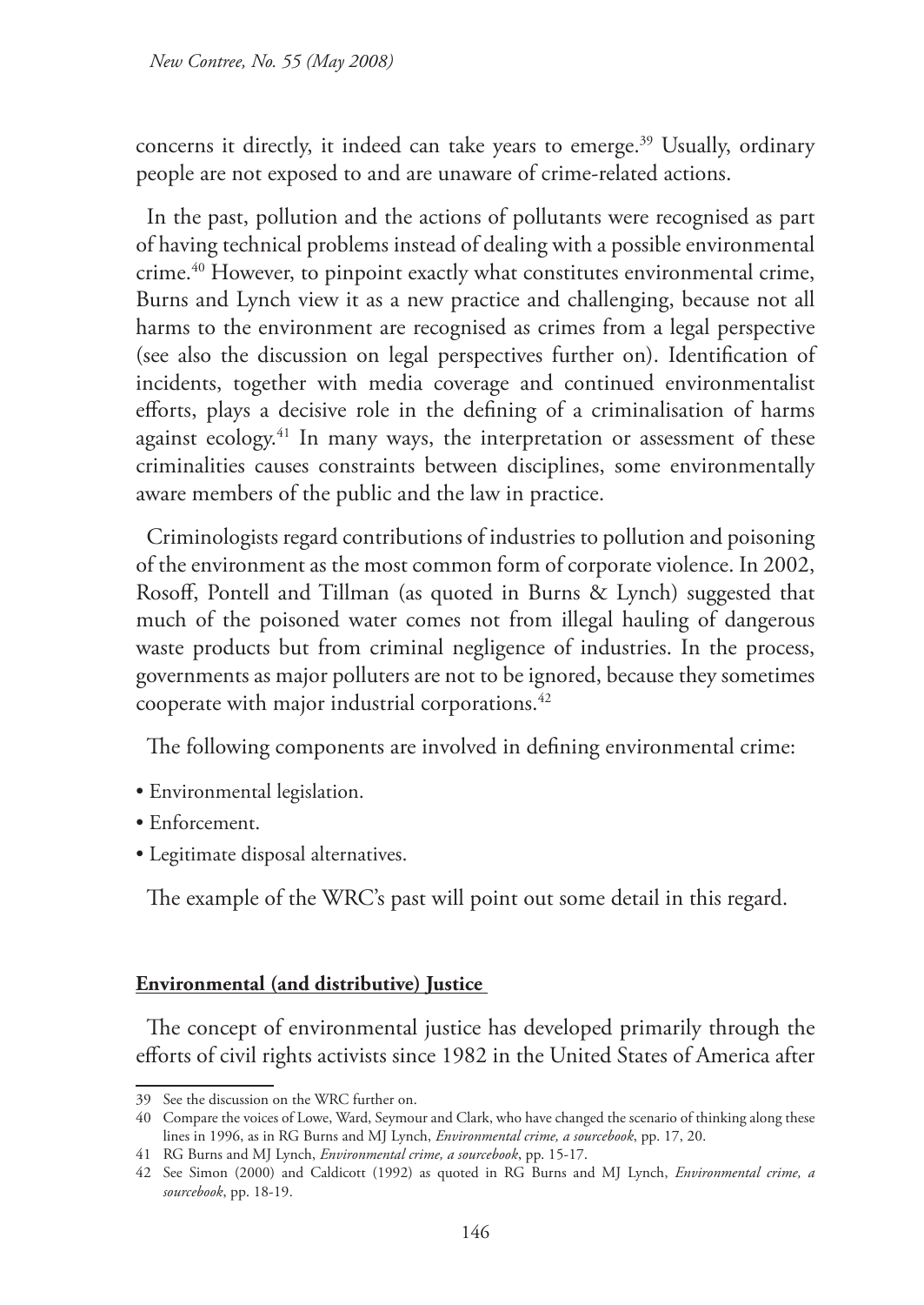concerns it directly, it indeed can take years to emerge.[39] Usually, ordinary people are not exposed to and are unaware of crime-related actions.

In the past, pollution and the actions of pollutants were recognised as part of having technical problems instead of dealing with a possible environmental crime.[40] However, to pinpoint exactly what constitutes environmental crime, Burns and Lynch view it as a new practice and challenging, because not all harms to the environment are recognised as crimes from a legal perspective (see also the discussion on legal perspectives further on). Identification of incidents, together with media coverage and continued environmentalist efforts, plays a decisive role in the defining of a criminalisation of harms against ecology.[41] In many ways, the interpretation or assessment of these criminalities causes constraints between disciplines, some environmentally aware members of the public and the law in practice.

Criminologists regard contributions of industries to pollution and poisoning of the environment as the most common form of corporate violence. In 2002, Rosoff, Pontell and Tillman (as quoted in Burns & Lynch) suggested that much of the poisoned water comes not from illegal hauling of dangerous waste products but from criminal negligence of industries. In the process, governments as major polluters are not to be ignored, because they sometimes cooperate with major industrial corporations.[42]

The following components are involved in defining environmental crime:

- Environmental legislation.
- Enforcement.
- Legitimate disposal alternatives.

The example of the WRC's past will point out some detail in this regard.

## Environmental (and distributive) Justice

The concept of environmental justice has developed primarily through the efforts of civil rights activists since 1982 in the United States of America after

39 See the discussion on the WRC further on.

40 Compare the voices of Lowe, Ward, Seymour and Clark, who have changed the scenario of thinking along these lines in 1996, as in RG Burns and MJ Lynch, *Environmental crime, a sourcebook*, pp. 17, 20.

41 RG Burns and MJ Lynch, *Environmental crime, a sourcebook*, pp. 15-17.

42 See Simon (2000) and Caldicott (1992) as quoted in RG Burns and MJ Lynch, *Environmental crime, a sourcebook*, pp. 18-19.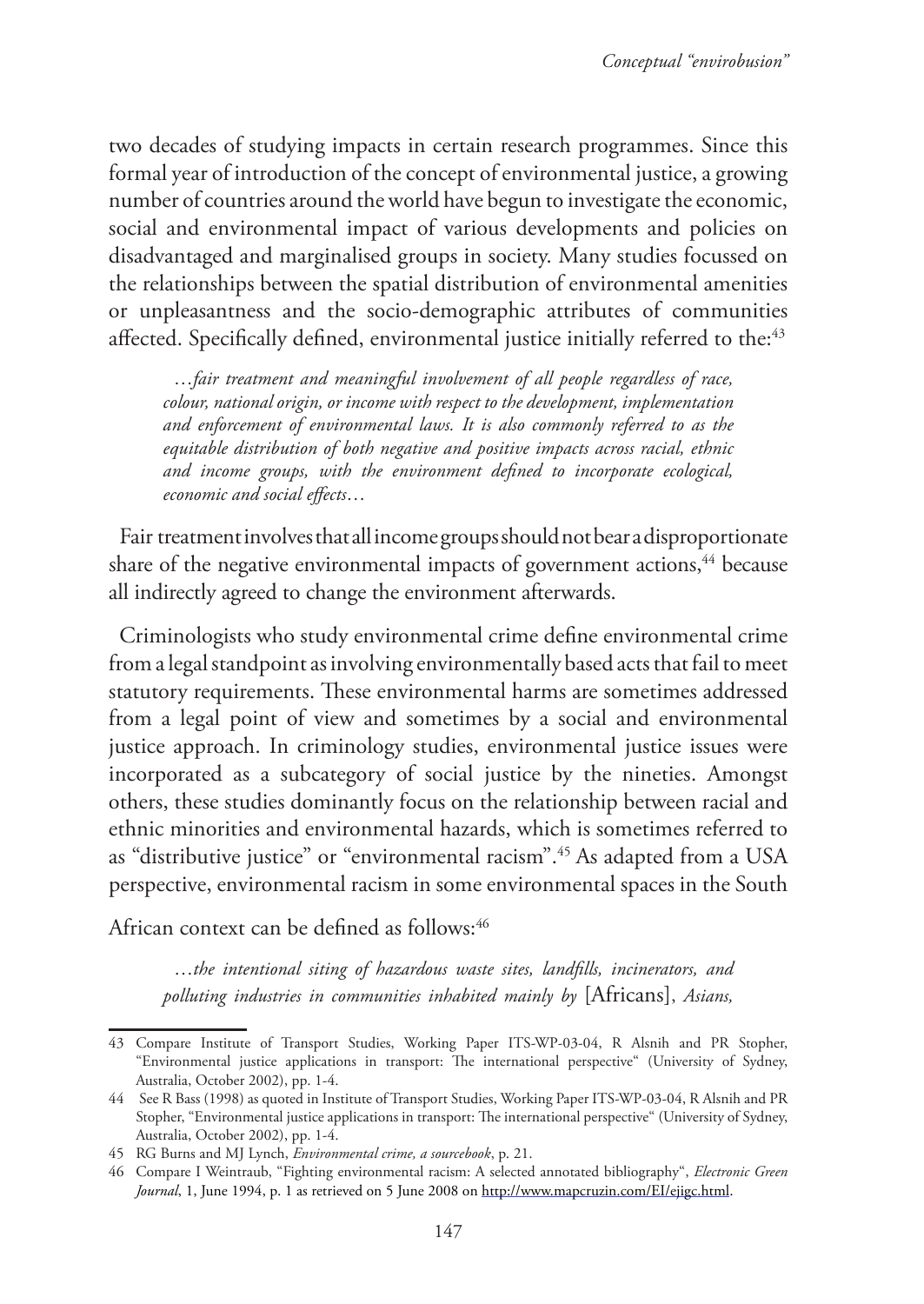two decades of studying impacts in certain research programmes. Since this formal year of introduction of the concept of environmental justice, a growing number of countries around the world have begun to investigate the economic, social and environmental impact of various developments and policies on disadvantaged and marginalised groups in society. Many studies focussed on the relationships between the spatial distribution of environmental amenities or unpleasantness and the socio-demographic attributes of communities affected. Specifically defined, environmental justice initially referred to the:[43]

> *…fair treatment and meaningful involvement of all people regardless of race, colour, national origin, or income with respect to the development, implementation and enforcement of environmental laws. It is also commonly referred to as the equitable distribution of both negative and positive impacts across racial, ethnic and income groups, with the environment defined to incorporate ecological, economic and social effects…*

Fair treatment involves that all income groups should not bear a disproportionate share of the negative environmental impacts of government actions,[44] because all indirectly agreed to change the environment afterwards.

Criminologists who study environmental crime define environmental crime from a legal standpoint as involving environmentally based acts that fail to meet statutory requirements. These environmental harms are sometimes addressed from a legal point of view and sometimes by a social and environmental justice approach. In criminology studies, environmental justice issues were incorporated as a subcategory of social justice by the nineties. Amongst others, these studies dominantly focus on the relationship between racial and ethnic minorities and environmental hazards, which is sometimes referred to as "distributive justice" or "environmental racism".[45] As adapted from a USA perspective, environmental racism in some environmental spaces in the South African context can be defined as follows:[46]

> *…the intentional siting of hazardous waste sites, landfills, incinerators, and polluting industries in communities inhabited mainly by* [Africans], *Asians,*

---

43 Compare Institute of Transport Studies, Working Paper ITS-WP-03-04, R Alsnih and PR Stopher, "Environmental justice applications in transport: The international perspective" (University of Sydney, Australia, October 2002), pp. 1-4.

44 See R Bass (1998) as quoted in Institute of Transport Studies, Working Paper ITS-WP-03-04, R Alsnih and PR Stopher, "Environmental justice applications in transport: The international perspective" (University of Sydney, Australia, October 2002), pp. 1-4.

45 RG Burns and MJ Lynch, *Environmental crime, a sourcebook*, p. 21.

46 Compare I Weintraub, "Fighting environmental racism: A selected annotated bibliography", *Electronic Green Journal*, 1, June 1994, p. 1 as retrieved on 5 June 2008 on http://www.mapcruzin.com/EI/ejigc.html.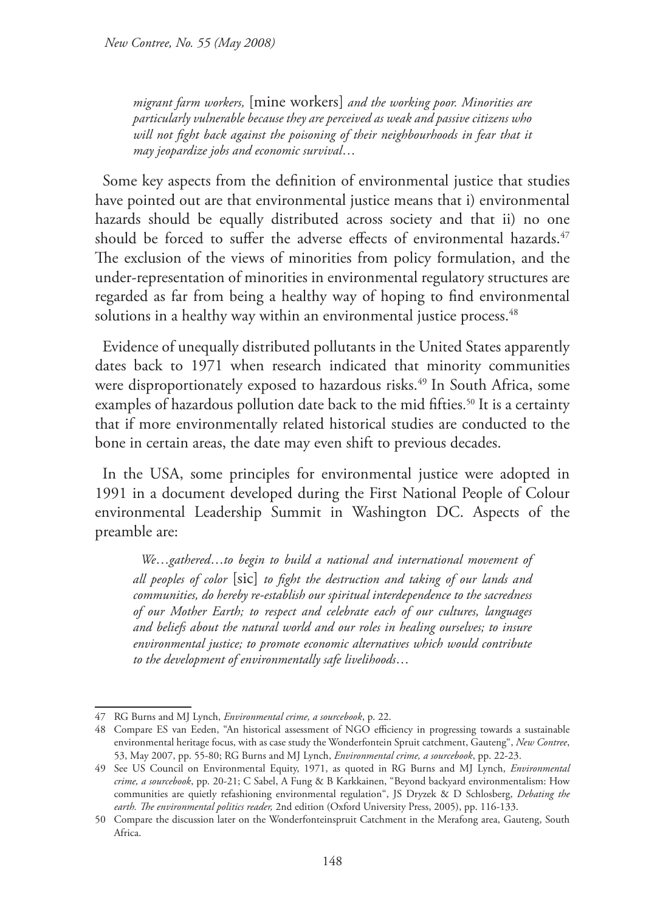*migrant farm workers,* [mine workers] *and the working poor. Minorities are particularly vulnerable because they are perceived as weak and passive citizens who will not fight back against the poisoning of their neighbourhoods in fear that it may jeopardize jobs and economic survival…*

Some key aspects from the definition of environmental justice that studies have pointed out are that environmental justice means that i) environmental hazards should be equally distributed across society and that ii) no one should be forced to suffer the adverse effects of environmental hazards.[47] The exclusion of the views of minorities from policy formulation, and the under-representation of minorities in environmental regulatory structures are regarded as far from being a healthy way of hoping to find environmental solutions in a healthy way within an environmental justice process.[48]

Evidence of unequally distributed pollutants in the United States apparently dates back to 1971 when research indicated that minority communities were disproportionately exposed to hazardous risks.[49] In South Africa, some examples of hazardous pollution date back to the mid fifties.[50] It is a certainty that if more environmentally related historical studies are conducted to the bone in certain areas, the date may even shift to previous decades.

In the USA, some principles for environmental justice were adopted in 1991 in a document developed during the First National People of Colour environmental Leadership Summit in Washington DC. Aspects of the preamble are:

> *We…gathered…to begin to build a national and international movement of all peoples of color* [sic] *to fight the destruction and taking of our lands and communities, do hereby re-establish our spiritual interdependence to the sacredness of our Mother Earth; to respect and celebrate each of our cultures, languages and beliefs about the natural world and our roles in healing ourselves; to insure environmental justice; to promote economic alternatives which would contribute to the development of environmentally safe livelihoods…*

---

47 RG Burns and MJ Lynch, *Environmental crime, a sourcebook*, p. 22.

48 Compare ES van Eeden, "An historical assessment of NGO efficiency in progressing towards a sustainable environmental heritage focus, with as case study the Wonderfontein Spruit catchment, Gauteng", *New Contree*, 53, May 2007, pp. 55-80; RG Burns and MJ Lynch, *Environmental crime, a sourcebook*, pp. 22-23.

49 See US Council on Environmental Equity, 1971, as quoted in RG Burns and MJ Lynch, *Environmental crime, a sourcebook*, pp. 20-21; C Sabel, A Fung & B Karkkainen, "Beyond backyard environmentalism: How communities are quietly refashioning environmental regulation", JS Dryzek & D Schlosberg, *Debating the earth. The environmental politics reader,* 2nd edition (Oxford University Press, 2005), pp. 116-133.

50 Compare the discussion later on the Wonderfonteinspruit Catchment in the Merafong area, Gauteng, South Africa.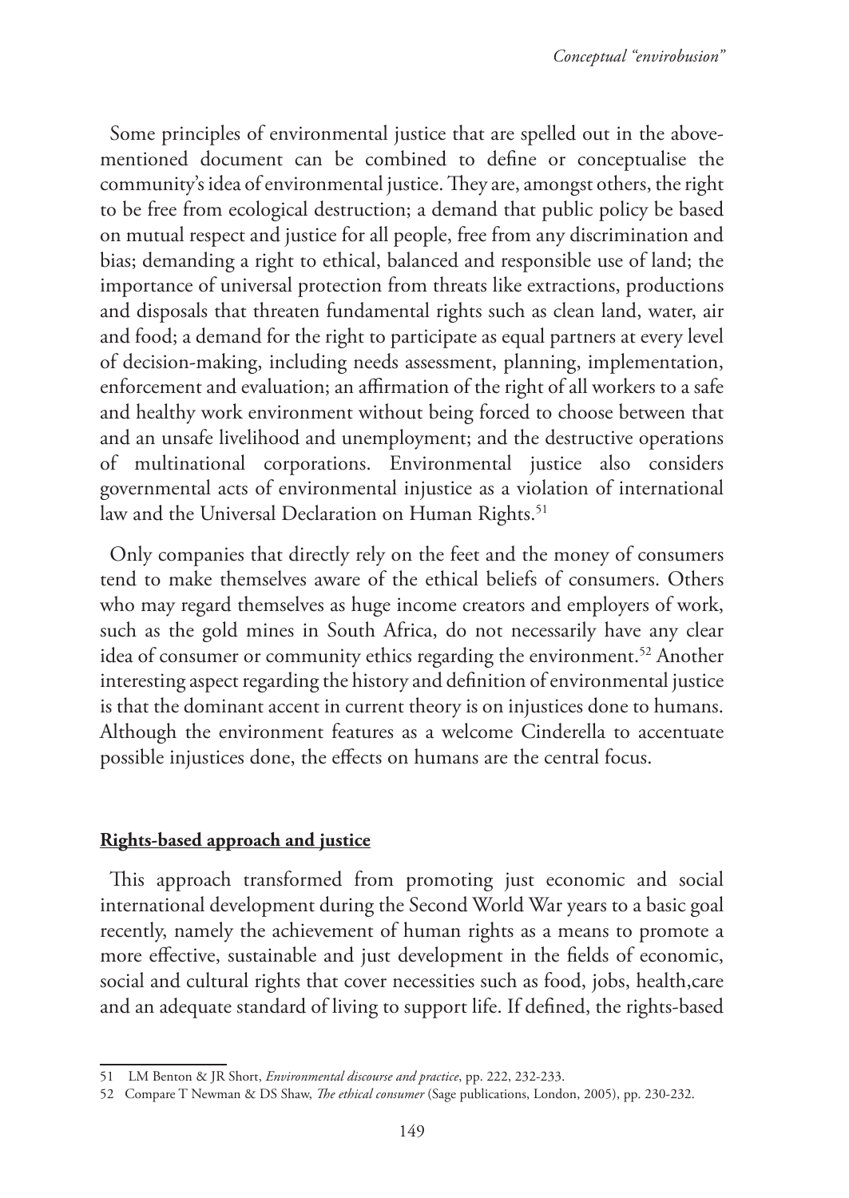Some principles of environmental justice that are spelled out in the above-mentioned document can be combined to define or conceptualise the community's idea of environmental justice. They are, amongst others, the right to be free from ecological destruction; a demand that public policy be based on mutual respect and justice for all people, free from any discrimination and bias; demanding a right to ethical, balanced and responsible use of land; the importance of universal protection from threats like extractions, productions and disposals that threaten fundamental rights such as clean land, water, air and food; a demand for the right to participate as equal partners at every level of decision-making, including needs assessment, planning, implementation, enforcement and evaluation; an affirmation of the right of all workers to a safe and healthy work environment without being forced to choose between that and an unsafe livelihood and unemployment; and the destructive operations of multinational corporations. Environmental justice also considers governmental acts of environmental injustice as a violation of international law and the Universal Declaration on Human Rights.[51]

Only companies that directly rely on the feet and the money of consumers tend to make themselves aware of the ethical beliefs of consumers. Others who may regard themselves as huge income creators and employers of work, such as the gold mines in South Africa, do not necessarily have any clear idea of consumer or community ethics regarding the environment.[52] Another interesting aspect regarding the history and definition of environmental justice is that the dominant accent in current theory is on injustices done to humans. Although the environment features as a welcome Cinderella to accentuate possible injustices done, the effects on humans are the central focus.

**Rights-based approach and justice**

This approach transformed from promoting just economic and social international development during the Second World War years to a basic goal recently, namely the achievement of human rights as a means to promote a more effective, sustainable and just development in the fields of economic, social and cultural rights that cover necessities such as food, jobs, health,care and an adequate standard of living to support life. If defined, the rights-based

51 LM Benton & JR Short, *Environmental discourse and practice*, pp. 222, 232-233.

52 Compare T Newman & DS Shaw, *The ethical consumer* (Sage publications, London, 2005), pp. 230-232.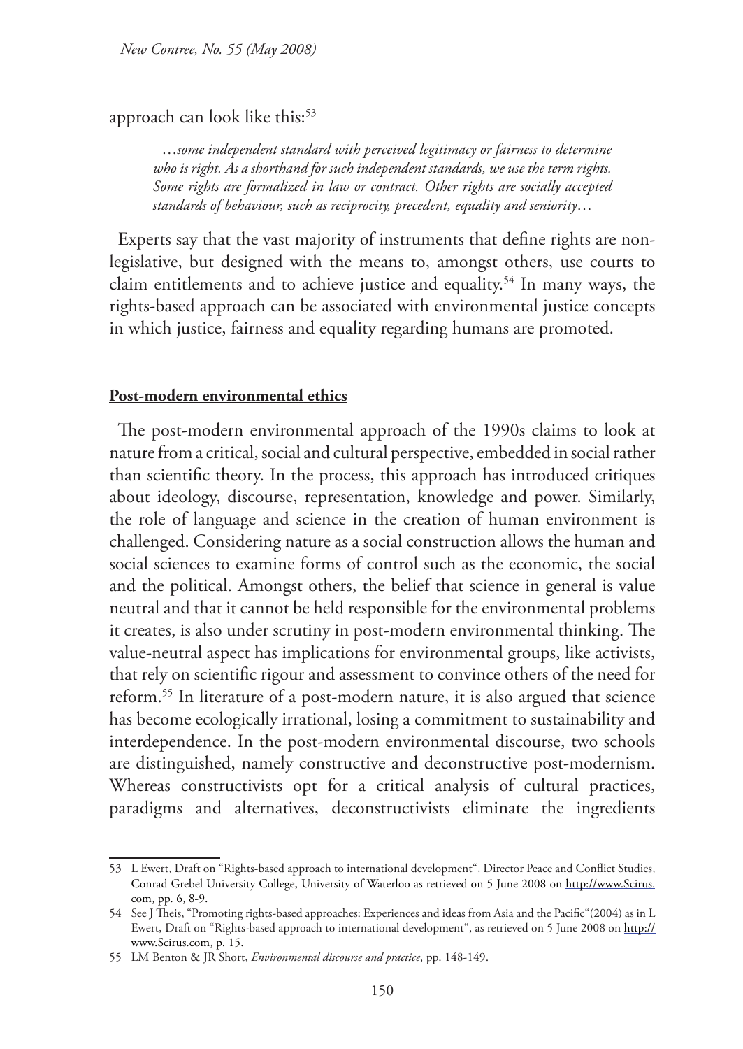approach can look like this:[53]

> *…some independent standard with perceived legitimacy or fairness to determine who is right. As a shorthand for such independent standards, we use the term rights. Some rights are formalized in law or contract. Other rights are socially accepted standards of behaviour, such as reciprocity, precedent, equality and seniority…*

Experts say that the vast majority of instruments that define rights are non-legislative, but designed with the means to, amongst others, use courts to claim entitlements and to achieve justice and equality.[54] In many ways, the rights-based approach can be associated with environmental justice concepts in which justice, fairness and equality regarding humans are promoted.

## Post-modern environmental ethics

The post-modern environmental approach of the 1990s claims to look at nature from a critical, social and cultural perspective, embedded in social rather than scientific theory. In the process, this approach has introduced critiques about ideology, discourse, representation, knowledge and power. Similarly, the role of language and science in the creation of human environment is challenged. Considering nature as a social construction allows the human and social sciences to examine forms of control such as the economic, the social and the political. Amongst others, the belief that science in general is value neutral and that it cannot be held responsible for the environmental problems it creates, is also under scrutiny in post-modern environmental thinking. The value-neutral aspect has implications for environmental groups, like activists, that rely on scientific rigour and assessment to convince others of the need for reform.[55] In literature of a post-modern nature, it is also argued that science has become ecologically irrational, losing a commitment to sustainability and interdependence. In the post-modern environmental discourse, two schools are distinguished, namely constructive and deconstructive post-modernism. Whereas constructivists opt for a critical analysis of cultural practices, paradigms and alternatives, deconstructivists eliminate the ingredients

---

53 L Ewert, Draft on "Rights-based approach to international development", Director Peace and Conflict Studies, Conrad Grebel University College, University of Waterloo as retrieved on 5 June 2008 on http://www.Scirus.com, pp. 6, 8-9.

54 See J Theis, "Promoting rights-based approaches: Experiences and ideas from Asia and the Pacific"(2004) as in L Ewert, Draft on "Rights-based approach to international development", as retrieved on 5 June 2008 on http://www.Scirus.com, p. 15.

55 LM Benton & JR Short, *Environmental discourse and practice*, pp. 148-149.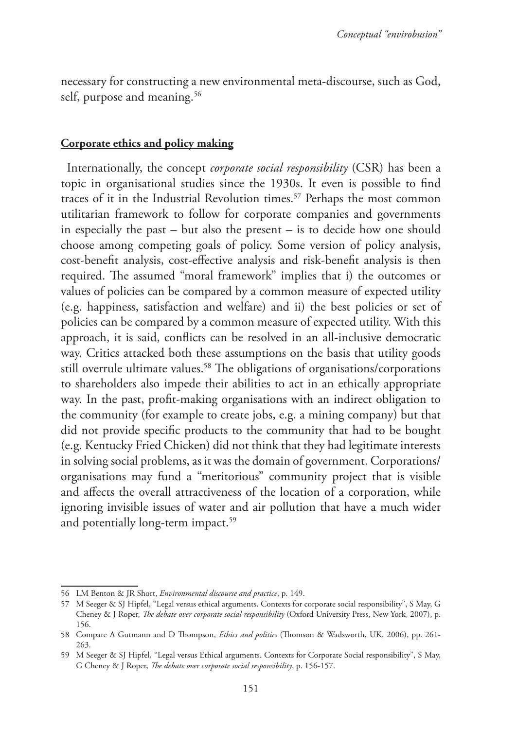necessary for constructing a new environmental meta-discourse, such as God, self, purpose and meaning.[56]

## Corporate ethics and policy making

Internationally, the concept *corporate social responsibility* (CSR) has been a topic in organisational studies since the 1930s. It even is possible to find traces of it in the Industrial Revolution times.[57] Perhaps the most common utilitarian framework to follow for corporate companies and governments in especially the past – but also the present – is to decide how one should choose among competing goals of policy. Some version of policy analysis, cost-benefit analysis, cost-effective analysis and risk-benefit analysis is then required. The assumed "moral framework" implies that i) the outcomes or values of policies can be compared by a common measure of expected utility (e.g. happiness, satisfaction and welfare) and ii) the best policies or set of policies can be compared by a common measure of expected utility. With this approach, it is said, conflicts can be resolved in an all-inclusive democratic way. Critics attacked both these assumptions on the basis that utility goods still overrule ultimate values.[58] The obligations of organisations/corporations to shareholders also impede their abilities to act in an ethically appropriate way. In the past, profit-making organisations with an indirect obligation to the community (for example to create jobs, e.g. a mining company) but that did not provide specific products to the community that had to be bought (e.g. Kentucky Fried Chicken) did not think that they had legitimate interests in solving social problems, as it was the domain of government. Corporations/organisations may fund a "meritorious" community project that is visible and affects the overall attractiveness of the location of a corporation, while ignoring invisible issues of water and air pollution that have a much wider and potentially long-term impact.[59]

---

56 LM Benton & JR Short, *Environmental discourse and practice*, p. 149.

57 M Seeger & SJ Hipfel, "Legal versus ethical arguments. Contexts for corporate social responsibility", S May, G Cheney & J Roper, *The debate over corporate social responsibility* (Oxford University Press, New York, 2007), p. 156.

58 Compare A Gutmann and D Thompson, *Ethics and politics* (Thomson & Wadsworth, UK, 2006), pp. 261-263.

59 M Seeger & SJ Hipfel, "Legal versus Ethical arguments. Contexts for Corporate Social responsibility", S May, G Cheney & J Roper, *The debate over corporate social responsibility*, p. 156-157.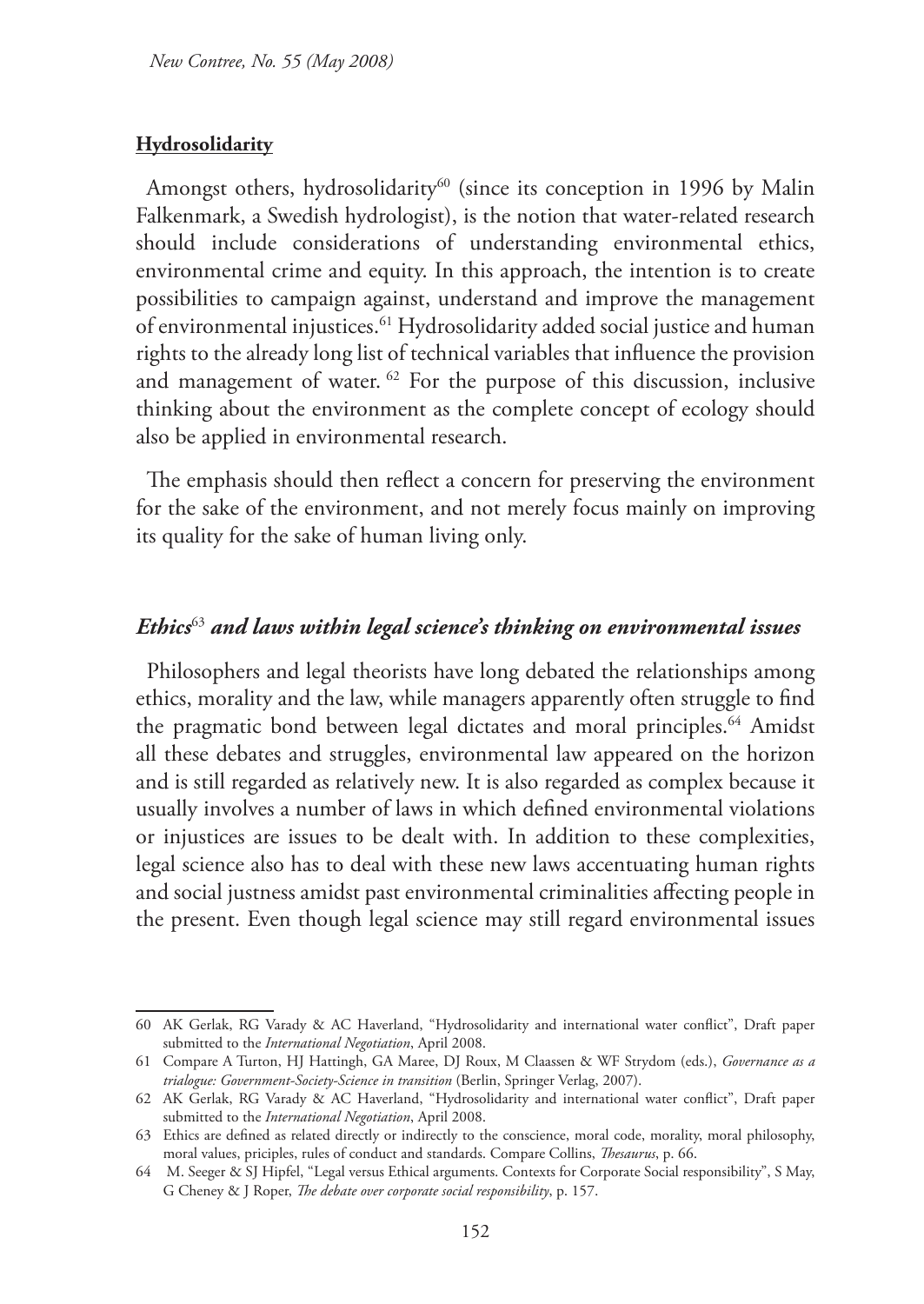**Hydrosolidarity**

Amongst others, hydrosolidarity[60] (since its conception in 1996 by Malin Falkenmark, a Swedish hydrologist), is the notion that water-related research should include considerations of understanding environmental ethics, environmental crime and equity. In this approach, the intention is to create possibilities to campaign against, understand and improve the management of environmental injustices.[61] Hydrosolidarity added social justice and human rights to the already long list of technical variables that influence the provision and management of water. [62] For the purpose of this discussion, inclusive thinking about the environment as the complete concept of ecology should also be applied in environmental research.

The emphasis should then reflect a concern for preserving the environment for the sake of the environment, and not merely focus mainly on improving its quality for the sake of human living only.

### *Ethics*[63] *and laws within legal science's thinking on environmental issues*

Philosophers and legal theorists have long debated the relationships among ethics, morality and the law, while managers apparently often struggle to find the pragmatic bond between legal dictates and moral principles.[64] Amidst all these debates and struggles, environmental law appeared on the horizon and is still regarded as relatively new. It is also regarded as complex because it usually involves a number of laws in which defined environmental violations or injustices are issues to be dealt with. In addition to these complexities, legal science also has to deal with these new laws accentuating human rights and social justness amidst past environmental criminalities affecting people in the present. Even though legal science may still regard environmental issues

---

60 AK Gerlak, RG Varady & AC Haverland, "Hydrosolidarity and international water conflict", Draft paper submitted to the *International Negotiation*, April 2008.

61 Compare A Turton, HJ Hattingh, GA Maree, DJ Roux, M Claassen & WF Strydom (eds.), *Governance as a trialogue: Government-Society-Science in transition* (Berlin, Springer Verlag, 2007).

62 AK Gerlak, RG Varady & AC Haverland, "Hydrosolidarity and international water conflict", Draft paper submitted to the *International Negotiation*, April 2008.

63 Ethics are defined as related directly or indirectly to the conscience, moral code, morality, moral philosophy, moral values, priciples, rules of conduct and standards. Compare Collins, *Thesaurus*, p. 66.

64 M. Seeger & SJ Hipfel, "Legal versus Ethical arguments. Contexts for Corporate Social responsibility", S May, G Cheney & J Roper, *The debate over corporate social responsibility*, p. 157.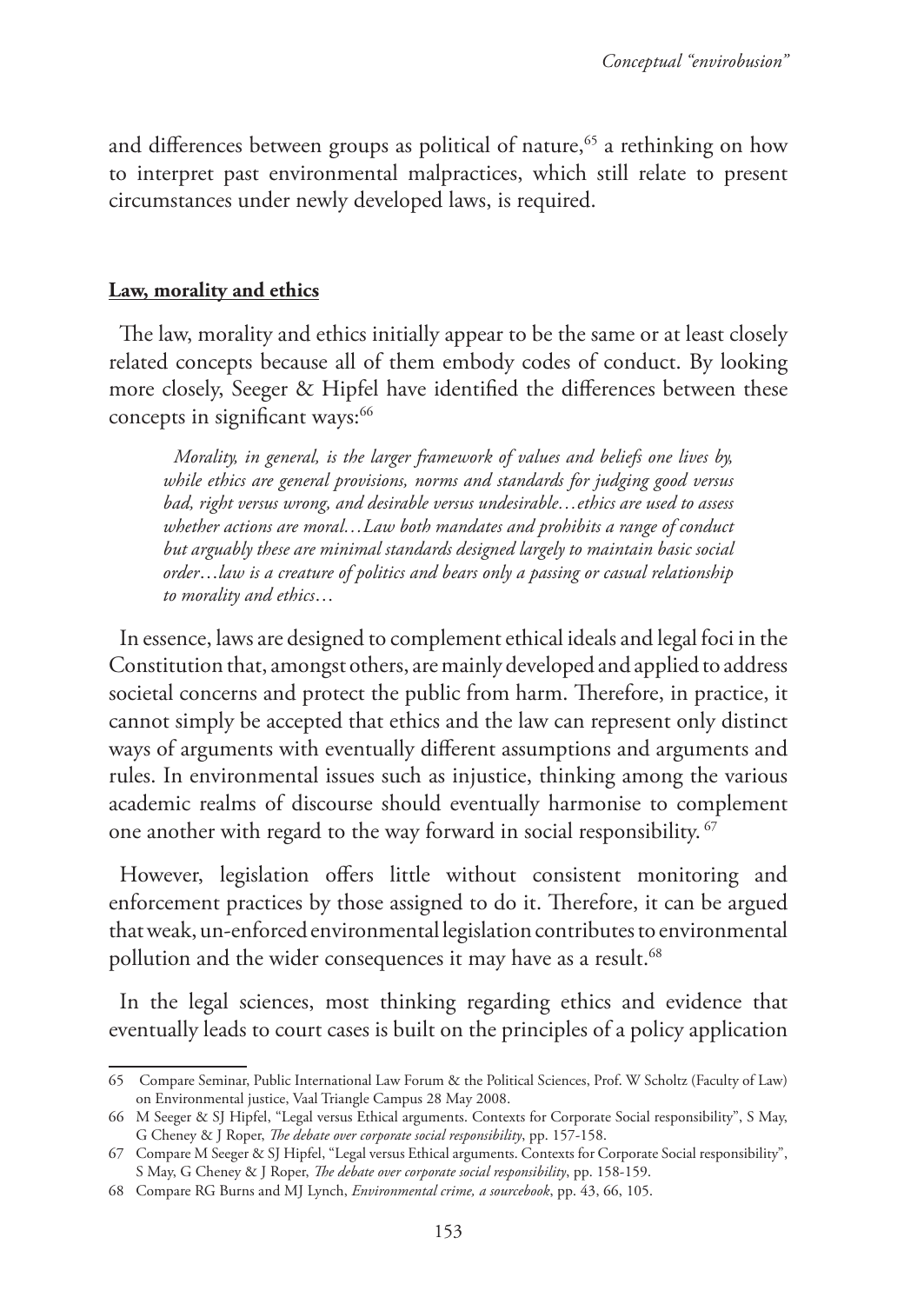and differences between groups as political of nature,[65] a rethinking on how to interpret past environmental malpractices, which still relate to present circumstances under newly developed laws, is required.

**Law, morality and ethics**

The law, morality and ethics initially appear to be the same or at least closely related concepts because all of them embody codes of conduct. By looking more closely, Seeger & Hipfel have identified the differences between these concepts in significant ways:[66]

> *Morality, in general, is the larger framework of values and beliefs one lives by, while ethics are general provisions, norms and standards for judging good versus bad, right versus wrong, and desirable versus undesirable…ethics are used to assess whether actions are moral…Law both mandates and prohibits a range of conduct but arguably these are minimal standards designed largely to maintain basic social order…law is a creature of politics and bears only a passing or casual relationship to morality and ethics…*

In essence, laws are designed to complement ethical ideals and legal foci in the Constitution that, amongst others, are mainly developed and applied to address societal concerns and protect the public from harm. Therefore, in practice, it cannot simply be accepted that ethics and the law can represent only distinct ways of arguments with eventually different assumptions and arguments and rules. In environmental issues such as injustice, thinking among the various academic realms of discourse should eventually harmonise to complement one another with regard to the way forward in social responsibility. [67]

However, legislation offers little without consistent monitoring and enforcement practices by those assigned to do it. Therefore, it can be argued that weak, un-enforced environmental legislation contributes to environmental pollution and the wider consequences it may have as a result.[68]

In the legal sciences, most thinking regarding ethics and evidence that eventually leads to court cases is built on the principles of a policy application

---

65 Compare Seminar, Public International Law Forum & the Political Sciences, Prof. W Scholtz (Faculty of Law) on Environmental justice, Vaal Triangle Campus 28 May 2008.

66 M Seeger & SJ Hipfel, "Legal versus Ethical arguments. Contexts for Corporate Social responsibility", S May, G Cheney & J Roper, *The debate over corporate social responsibility*, pp. 157-158.

67 Compare M Seeger & SJ Hipfel, "Legal versus Ethical arguments. Contexts for Corporate Social responsibility", S May, G Cheney & J Roper, *The debate over corporate social responsibility*, pp. 158-159.

68 Compare RG Burns and MJ Lynch, *Environmental crime, a sourcebook*, pp. 43, 66, 105.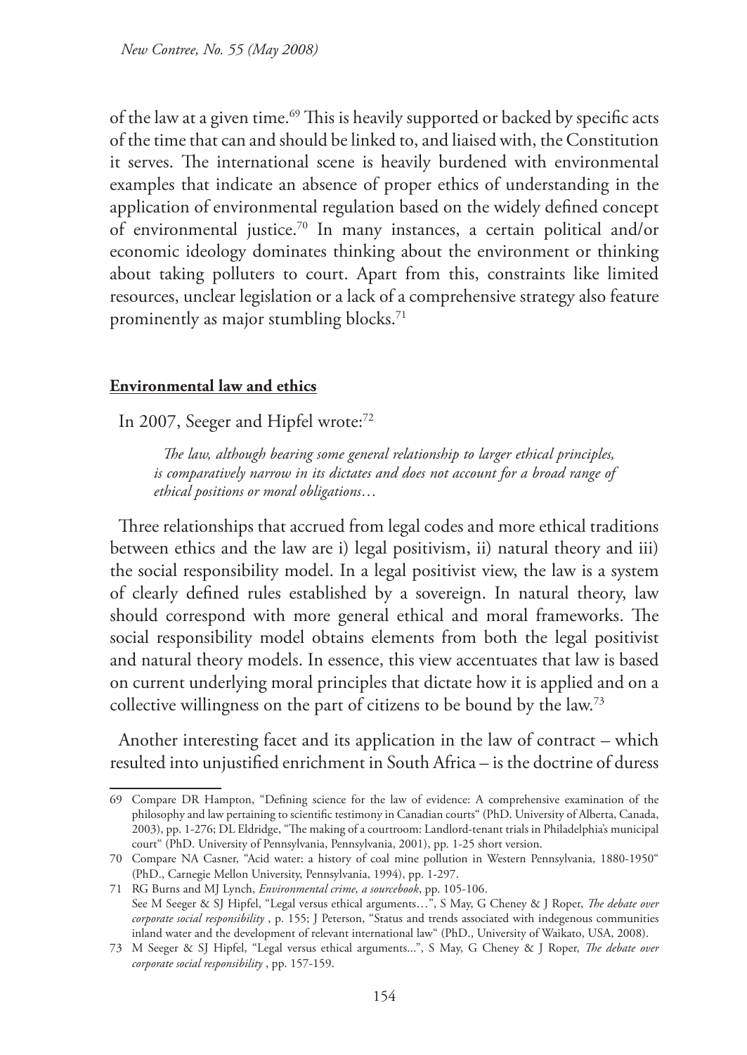of the law at a given time.[69] This is heavily supported or backed by specific acts of the time that can and should be linked to, and liaised with, the Constitution it serves. The international scene is heavily burdened with environmental examples that indicate an absence of proper ethics of understanding in the application of environmental regulation based on the widely defined concept of environmental justice.[70] In many instances, a certain political and/or economic ideology dominates thinking about the environment or thinking about taking polluters to court. Apart from this, constraints like limited resources, unclear legislation or a lack of a comprehensive strategy also feature prominently as major stumbling blocks.[71]

## **Environmental law and ethics**

In 2007, Seeger and Hipfel wrote:[72]

> *The law, although bearing some general relationship to larger ethical principles, is comparatively narrow in its dictates and does not account for a broad range of ethical positions or moral obligations…*

Three relationships that accrued from legal codes and more ethical traditions between ethics and the law are i) legal positivism, ii) natural theory and iii) the social responsibility model. In a legal positivist view, the law is a system of clearly defined rules established by a sovereign. In natural theory, law should correspond with more general ethical and moral frameworks. The social responsibility model obtains elements from both the legal positivist and natural theory models. In essence, this view accentuates that law is based on current underlying moral principles that dictate how it is applied and on a collective willingness on the part of citizens to be bound by the law.[73]

Another interesting facet and its application in the law of contract – which resulted into unjustified enrichment in South Africa – is the doctrine of duress

---

69 Compare DR Hampton, "Defining science for the law of evidence: A comprehensive examination of the philosophy and law pertaining to scientific testimony in Canadian courts" (PhD. University of Alberta, Canada, 2003), pp. 1-276; DL Eldridge, "The making of a courtroom: Landlord-tenant trials in Philadelphia's municipal court" (PhD. University of Pennsylvania, Pennsylvania, 2001), pp. 1-25 short version.

70 Compare NA Casner, "Acid water: a history of coal mine pollution in Western Pennsylvania, 1880-1950" (PhD., Carnegie Mellon University, Pennsylvania, 1994), pp. 1-297.

71 RG Burns and MJ Lynch, *Environmental crime, a sourcebook*, pp. 105-106.
See M Seeger & SJ Hipfel, "Legal versus ethical arguments…", S May, G Cheney & J Roper, *The debate over corporate social responsibility* , p. 155; J Peterson, "Status and trends associated with indegenous communities inland water and the development of relevant international law" (PhD., University of Waikato, USA, 2008).

73 M Seeger & SJ Hipfel, "Legal versus ethical arguments...", S May, G Cheney & J Roper, *The debate over corporate social responsibility* , pp. 157-159.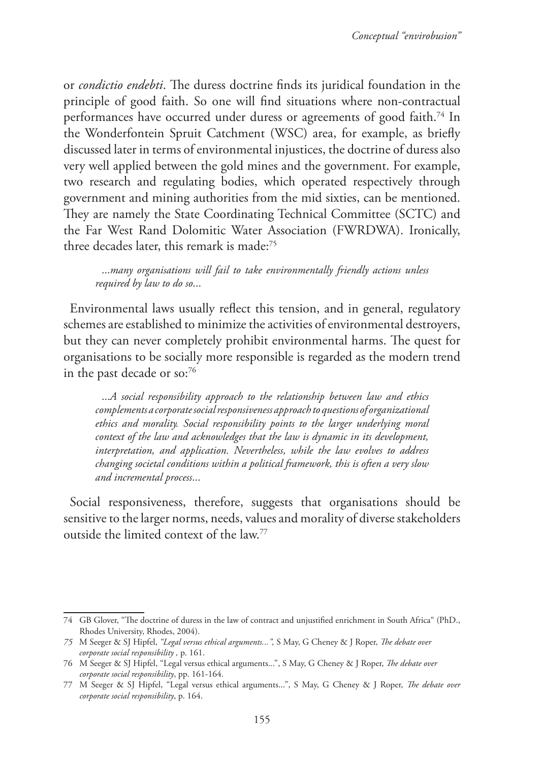or *condictio endebti*. The duress doctrine finds its juridical foundation in the principle of good faith. So one will find situations where non-contractual performances have occurred under duress or agreements of good faith.[74] In the Wonderfontein Spruit Catchment (WSC) area, for example, as briefly discussed later in terms of environmental injustices, the doctrine of duress also very well applied between the gold mines and the government. For example, two research and regulating bodies, which operated respectively through government and mining authorities from the mid sixties, can be mentioned. They are namely the State Coordinating Technical Committee (SCTC) and the Far West Rand Dolomitic Water Association (FWRDWA). Ironically, three decades later, this remark is made:[75]

> *...many organisations will fail to take environmentally friendly actions unless required by law to do so...*

Environmental laws usually reflect this tension, and in general, regulatory schemes are established to minimize the activities of environmental destroyers, but they can never completely prohibit environmental harms. The quest for organisations to be socially more responsible is regarded as the modern trend in the past decade or so:[76]

> *...A social responsibility approach to the relationship between law and ethics complements a corporate social responsiveness approach to questions of organizational ethics and morality. Social responsibility points to the larger underlying moral context of the law and acknowledges that the law is dynamic in its development, interpretation, and application. Nevertheless, while the law evolves to address changing societal conditions within a political framework, this is often a very slow and incremental process...*

Social responsiveness, therefore, suggests that organisations should be sensitive to the larger norms, needs, values and morality of diverse stakeholders outside the limited context of the law.[77]

---

74 GB Glover, "The doctrine of duress in the law of contract and unjustified enrichment in South Africa" (PhD., Rhodes University, Rhodes, 2004).

75 M Seeger & SJ Hipfel, *"Legal versus ethical arguments...",* S May, G Cheney & J Roper, *The debate over corporate social responsibility* , p. 161.

76 M Seeger & SJ Hipfel, "Legal versus ethical arguments...", S May, G Cheney & J Roper, *The debate over corporate social responsibility*, pp. 161-164.

77 M Seeger & SJ Hipfel, "Legal versus ethical arguments...", S May, G Cheney & J Roper, *The debate over corporate social responsibility*, p. 164.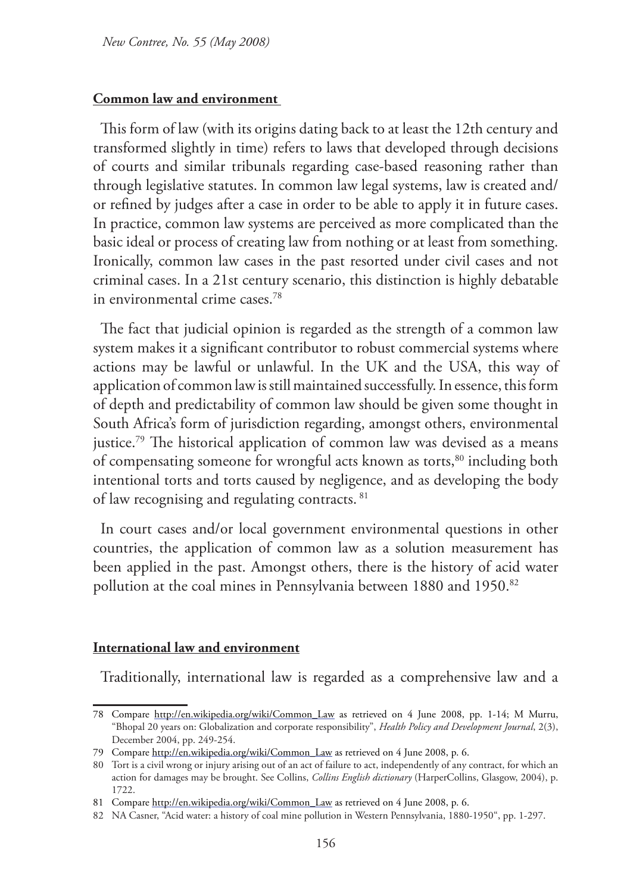**Common law and environment**

This form of law (with its origins dating back to at least the 12th century and transformed slightly in time) refers to laws that developed through decisions of courts and similar tribunals regarding case-based reasoning rather than through legislative statutes. In common law legal systems, law is created and/or refined by judges after a case in order to be able to apply it in future cases. In practice, common law systems are perceived as more complicated than the basic ideal or process of creating law from nothing or at least from something. Ironically, common law cases in the past resorted under civil cases and not criminal cases. In a 21st century scenario, this distinction is highly debatable in environmental crime cases.[78]

The fact that judicial opinion is regarded as the strength of a common law system makes it a significant contributor to robust commercial systems where actions may be lawful or unlawful. In the UK and the USA, this way of application of common law is still maintained successfully. In essence, this form of depth and predictability of common law should be given some thought in South Africa's form of jurisdiction regarding, amongst others, environmental justice.[79] The historical application of common law was devised as a means of compensating someone for wrongful acts known as torts,[80] including both intentional torts and torts caused by negligence, and as developing the body of law recognising and regulating contracts.[81]

In court cases and/or local government environmental questions in other countries, the application of common law as a solution measurement has been applied in the past. Amongst others, there is the history of acid water pollution at the coal mines in Pennsylvania between 1880 and 1950.[82]

**International law and environment**

Traditionally, international law is regarded as a comprehensive law and a

---

78 Compare http://en.wikipedia.org/wiki/Common_Law as retrieved on 4 June 2008, pp. 1-14; M Murru, "Bhopal 20 years on: Globalization and corporate responsibility", *Health Policy and Development Journal*, 2(3), December 2004, pp. 249-254.

79 Compare http://en.wikipedia.org/wiki/Common_Law as retrieved on 4 June 2008, p. 6.

80 Tort is a civil wrong or injury arising out of an act of failure to act, independently of any contract, for which an action for damages may be brought. See Collins, *Collins English dictionary* (HarperCollins, Glasgow, 2004), p. 1722.

81 Compare http://en.wikipedia.org/wiki/Common_Law as retrieved on 4 June 2008, p. 6.

82 NA Casner, "Acid water: a history of coal mine pollution in Western Pennsylvania, 1880-1950", pp. 1-297.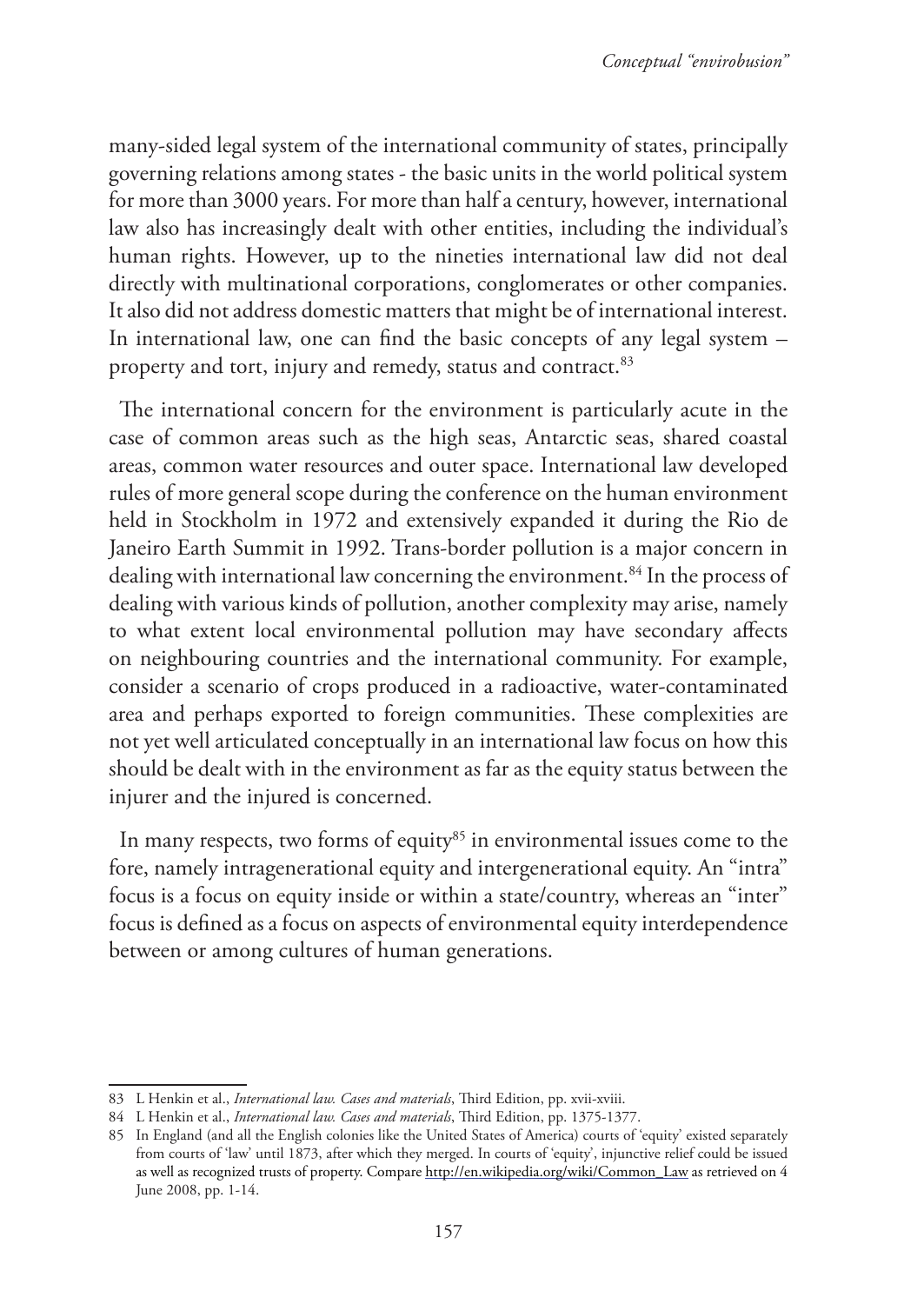many-sided legal system of the international community of states, principally governing relations among states - the basic units in the world political system for more than 3000 years. For more than half a century, however, international law also has increasingly dealt with other entities, including the individual's human rights. However, up to the nineties international law did not deal directly with multinational corporations, conglomerates or other companies. It also did not address domestic matters that might be of international interest. In international law, one can find the basic concepts of any legal system – property and tort, injury and remedy, status and contract.[83]

The international concern for the environment is particularly acute in the case of common areas such as the high seas, Antarctic seas, shared coastal areas, common water resources and outer space. International law developed rules of more general scope during the conference on the human environment held in Stockholm in 1972 and extensively expanded it during the Rio de Janeiro Earth Summit in 1992. Trans-border pollution is a major concern in dealing with international law concerning the environment.[84] In the process of dealing with various kinds of pollution, another complexity may arise, namely to what extent local environmental pollution may have secondary affects on neighbouring countries and the international community. For example, consider a scenario of crops produced in a radioactive, water-contaminated area and perhaps exported to foreign communities. These complexities are not yet well articulated conceptually in an international law focus on how this should be dealt with in the environment as far as the equity status between the injurer and the injured is concerned.

In many respects, two forms of equity[85] in environmental issues come to the fore, namely intragenerational equity and intergenerational equity. An "intra" focus is a focus on equity inside or within a state/country, whereas an "inter" focus is defined as a focus on aspects of environmental equity interdependence between or among cultures of human generations.

---

83 L Henkin et al., *International law. Cases and materials*, Third Edition, pp. xvii-xviii.

84 L Henkin et al., *International law. Cases and materials*, Third Edition, pp. 1375-1377.

85 In England (and all the English colonies like the United States of America) courts of 'equity' existed separately from courts of 'law' until 1873, after which they merged. In courts of 'equity', injunctive relief could be issued as well as recognized trusts of property. Compare http://en.wikipedia.org/wiki/Common_Law as retrieved on 4 June 2008, pp. 1-14.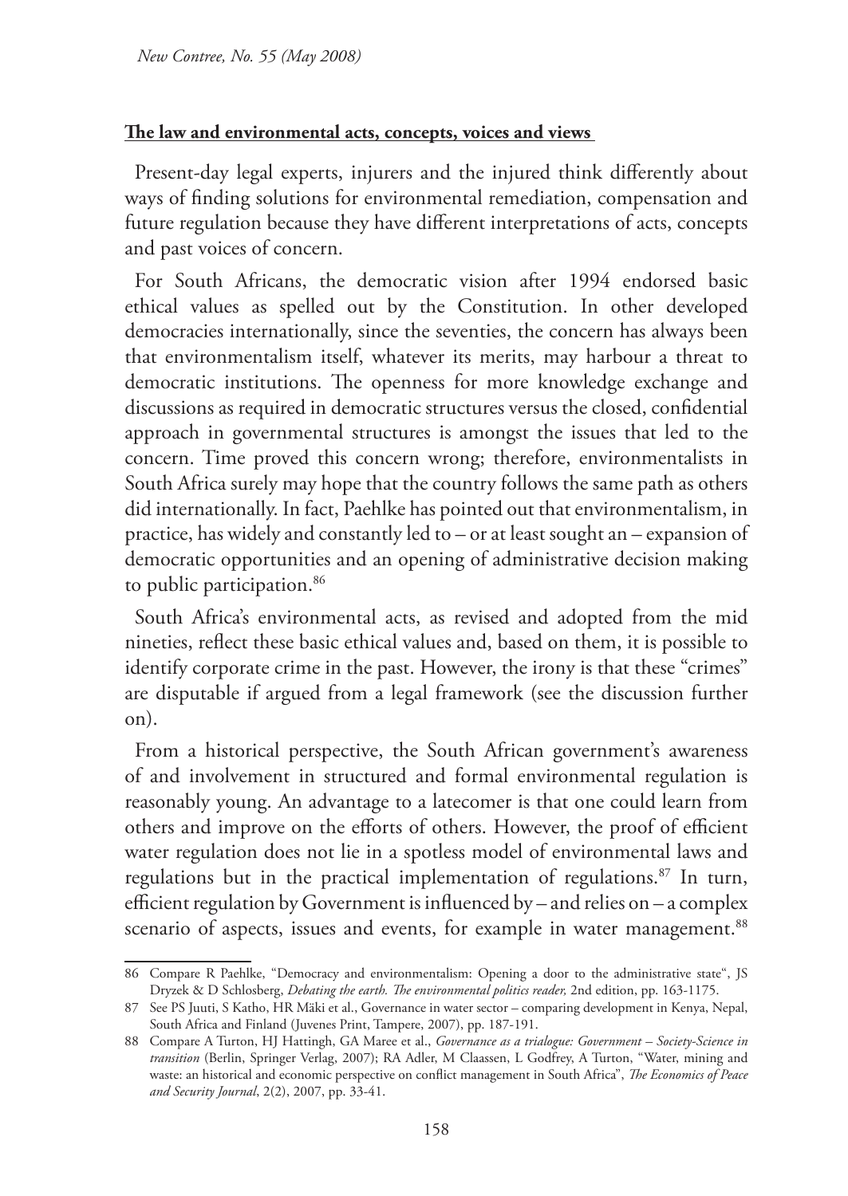**The law and environmental acts, concepts, voices and views**

Present-day legal experts, injurers and the injured think differently about ways of finding solutions for environmental remediation, compensation and future regulation because they have different interpretations of acts, concepts and past voices of concern.

For South Africans, the democratic vision after 1994 endorsed basic ethical values as spelled out by the Constitution. In other developed democracies internationally, since the seventies, the concern has always been that environmentalism itself, whatever its merits, may harbour a threat to democratic institutions. The openness for more knowledge exchange and discussions as required in democratic structures versus the closed, confidential approach in governmental structures is amongst the issues that led to the concern. Time proved this concern wrong; therefore, environmentalists in South Africa surely may hope that the country follows the same path as others did internationally. In fact, Paehlke has pointed out that environmentalism, in practice, has widely and constantly led to – or at least sought an – expansion of democratic opportunities and an opening of administrative decision making to public participation.[86]

South Africa's environmental acts, as revised and adopted from the mid nineties, reflect these basic ethical values and, based on them, it is possible to identify corporate crime in the past. However, the irony is that these "crimes" are disputable if argued from a legal framework (see the discussion further on).

From a historical perspective, the South African government's awareness of and involvement in structured and formal environmental regulation is reasonably young. An advantage to a latecomer is that one could learn from others and improve on the efforts of others. However, the proof of efficient water regulation does not lie in a spotless model of environmental laws and regulations but in the practical implementation of regulations.[87] In turn, efficient regulation by Government is influenced by – and relies on – a complex scenario of aspects, issues and events, for example in water management.[88]

---

86 Compare R Paehlke, "Democracy and environmentalism: Opening a door to the administrative state", JS Dryzek & D Schlosberg, *Debating the earth. The environmental politics reader,* 2nd edition, pp. 163-1175.

87 See PS Juuti, S Katho, HR Mäki et al., Governance in water sector – comparing development in Kenya, Nepal, South Africa and Finland (Juvenes Print, Tampere, 2007), pp. 187-191.

88 Compare A Turton, HJ Hattingh, GA Maree et al., *Governance as a trialogue: Government – Society-Science in transition* (Berlin, Springer Verlag, 2007); RA Adler, M Claassen, L Godfrey, A Turton, "Water, mining and waste: an historical and economic perspective on conflict management in South Africa", *The Economics of Peace and Security Journal*, 2(2), 2007, pp. 33-41.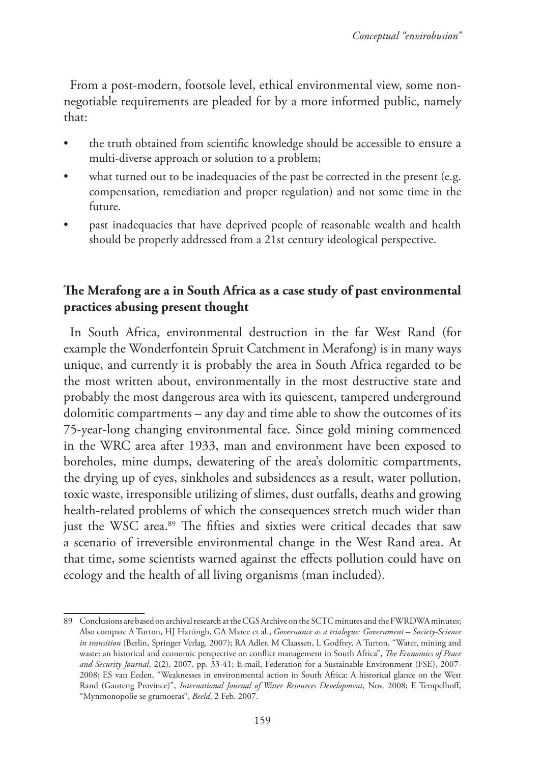From a post-modern, footsole level, ethical environmental view, some non-negotiable requirements are pleaded for by a more informed public, namely that:

- the truth obtained from scientific knowledge should be accessible to ensure a multi-diverse approach or solution to a problem;
- what turned out to be inadequacies of the past be corrected in the present (e.g. compensation, remediation and proper regulation) and not some time in the future.
- past inadequacies that have deprived people of reasonable wealth and health should be properly addressed from a 21st century ideological perspective.

## The Merafong are a in South Africa as a case study of past environmental practices abusing present thought

In South Africa, environmental destruction in the far West Rand (for example the Wonderfontein Spruit Catchment in Merafong) is in many ways unique, and currently it is probably the area in South Africa regarded to be the most written about, environmentally in the most destructive state and probably the most dangerous area with its quiescent, tampered underground dolomitic compartments – any day and time able to show the outcomes of its 75-year-long changing environmental face. Since gold mining commenced in the WRC area after 1933, man and environment have been exposed to boreholes, mine dumps, dewatering of the area's dolomitic compartments, the drying up of eyes, sinkholes and subsidences as a result, water pollution, toxic waste, irresponsible utilizing of slimes, dust outfalls, deaths and growing health-related problems of which the consequences stretch much wider than just the WSC area.[89] The fifties and sixties were critical decades that saw a scenario of irreversible environmental change in the West Rand area. At that time, some scientists warned against the effects pollution could have on ecology and the health of all living organisms (man included).

---

89 Conclusions are based on archival research at the CGS Archive on the SCTC minutes and the FWRDWA minutes; Also compare A Turton, HJ Hattingh, GA Maree et al., *Governance as a trialogue: Government – Society-Science in transition* (Berlin, Springer Verlag, 2007); RA Adler, M Claassen, L Godfrey, A Turton, "Water, mining and waste: an historical and economic perspective on conflict management in South Africa", *The Economics of Peace and Security Journal*, 2(2), 2007, pp. 33-41; E-mail, Federation for a Sustainable Environment (FSE), 2007-2008; ES van Eeden, "Weaknesses in environmental action in South Africa: A historical glance on the West Rand (Gauteng Province)", *International Journal of Water Resources Development*, Nov. 2008; E Tempelhoff, "Mynmonopolie se grumoeras", *Beeld*, 2 Feb. 2007.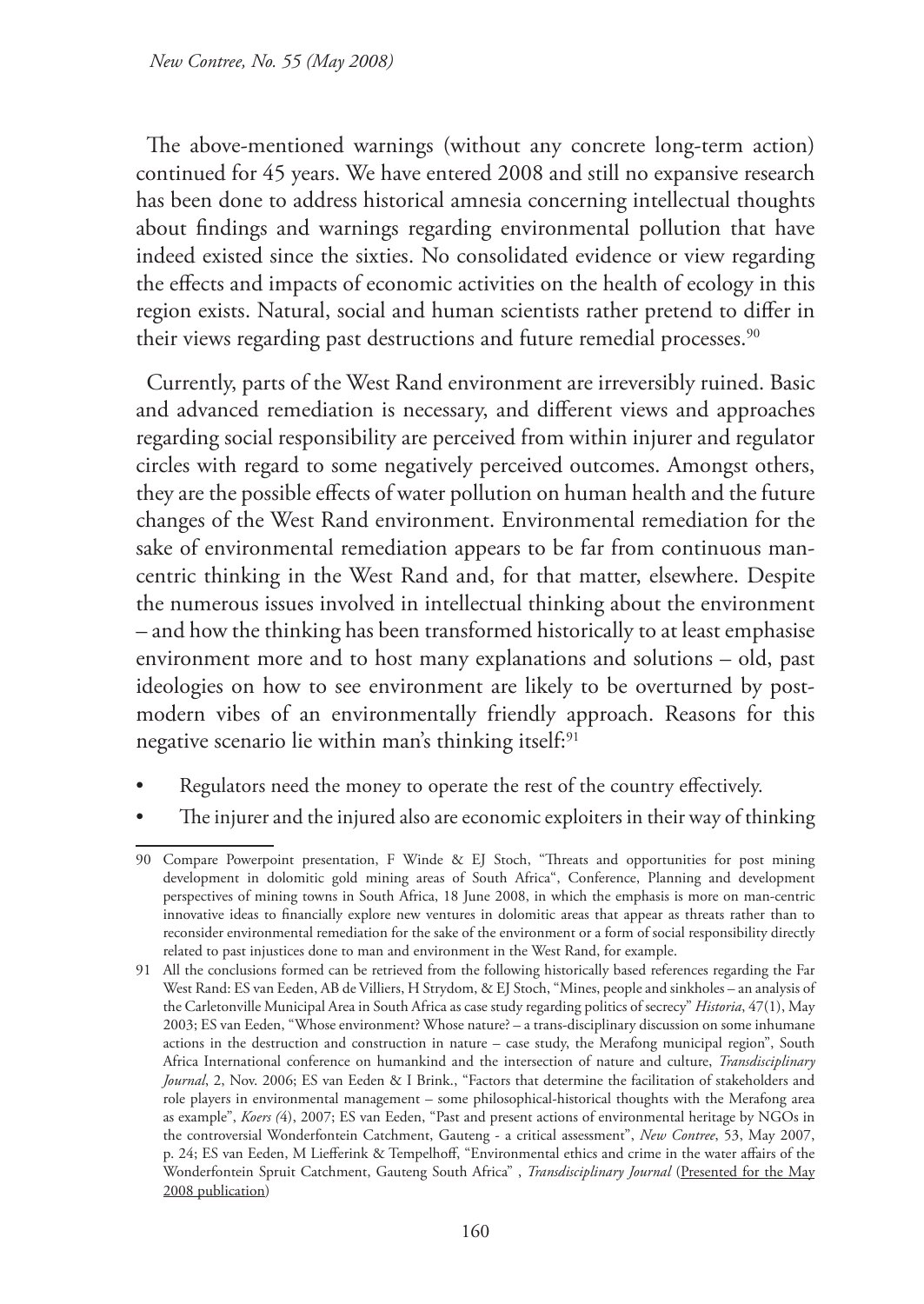The above-mentioned warnings (without any concrete long-term action) continued for 45 years. We have entered 2008 and still no expansive research has been done to address historical amnesia concerning intellectual thoughts about findings and warnings regarding environmental pollution that have indeed existed since the sixties. No consolidated evidence or view regarding the effects and impacts of economic activities on the health of ecology in this region exists. Natural, social and human scientists rather pretend to differ in their views regarding past destructions and future remedial processes.[90]

Currently, parts of the West Rand environment are irreversibly ruined. Basic and advanced remediation is necessary, and different views and approaches regarding social responsibility are perceived from within injurer and regulator circles with regard to some negatively perceived outcomes. Amongst others, they are the possible effects of water pollution on human health and the future changes of the West Rand environment. Environmental remediation for the sake of environmental remediation appears to be far from continuous man-centric thinking in the West Rand and, for that matter, elsewhere. Despite the numerous issues involved in intellectual thinking about the environment – and how the thinking has been transformed historically to at least emphasise environment more and to host many explanations and solutions – old, past ideologies on how to see environment are likely to be overturned by post-modern vibes of an environmentally friendly approach. Reasons for this negative scenario lie within man's thinking itself:[91]

- Regulators need the money to operate the rest of the country effectively.
- The injurer and the injured also are economic exploiters in their way of thinking

---

90 Compare Powerpoint presentation, F Winde & EJ Stoch, "Threats and opportunities for post mining development in dolomitic gold mining areas of South Africa", Conference, Planning and development perspectives of mining towns in South Africa, 18 June 2008, in which the emphasis is more on man-centric innovative ideas to financially explore new ventures in dolomitic areas that appear as threats rather than to reconsider environmental remediation for the sake of the environment or a form of social responsibility directly related to past injustices done to man and environment in the West Rand, for example.

91 All the conclusions formed can be retrieved from the following historically based references regarding the Far West Rand: ES van Eeden, AB de Villiers, H Strydom, & EJ Stoch, "Mines, people and sinkholes – an analysis of the Carletonville Municipal Area in South Africa as case study regarding politics of secrecy" *Historia*, 47(1), May 2003; ES van Eeden, "Whose environment? Whose nature? – a trans-disciplinary discussion on some inhumane actions in the destruction and construction in nature – case study, the Merafong municipal region", South Africa International conference on humankind and the intersection of nature and culture, *Transdisciplinary Journal*, 2, Nov. 2006; ES van Eeden & I Brink., "Factors that determine the facilitation of stakeholders and role players in environmental management – some philosophical-historical thoughts with the Merafong area as example", *Koers (*4), 2007; ES van Eeden, "Past and present actions of environmental heritage by NGOs in the controversial Wonderfontein Catchment, Gauteng - a critical assessment", *New Contree*, 53, May 2007, p. 24; ES van Eeden, M Liefferink & Tempelhoff, "Environmental ethics and crime in the water affairs of the Wonderfontein Spruit Catchment, Gauteng South Africa" , *Transdisciplinary Journal* (Presented for the May 2008 publication)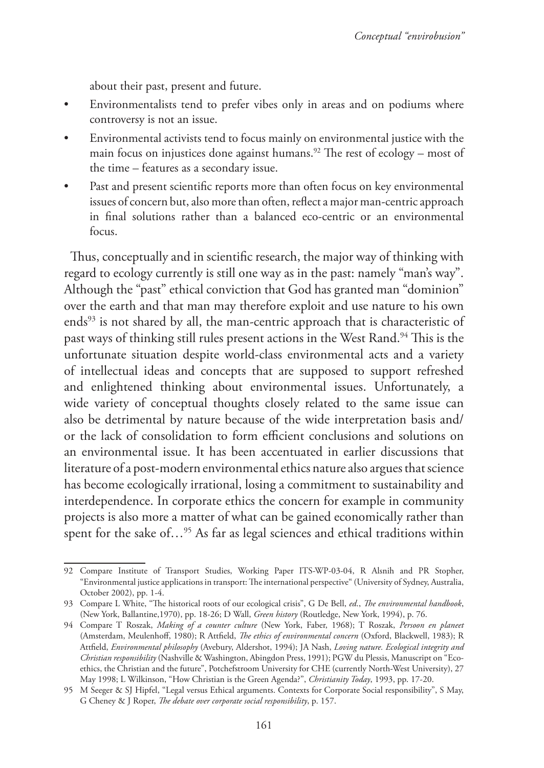about their past, present and future.

- Environmentalists tend to prefer vibes only in areas and on podiums where controversy is not an issue.
- Environmental activists tend to focus mainly on environmental justice with the main focus on injustices done against humans.[92] The rest of ecology – most of the time – features as a secondary issue.
- Past and present scientific reports more than often focus on key environmental issues of concern but, also more than often, reflect a major man-centric approach in final solutions rather than a balanced eco-centric or an environmental focus.

Thus, conceptually and in scientific research, the major way of thinking with regard to ecology currently is still one way as in the past: namely "man's way". Although the "past" ethical conviction that God has granted man "dominion" over the earth and that man may therefore exploit and use nature to his own ends[93] is not shared by all, the man-centric approach that is characteristic of past ways of thinking still rules present actions in the West Rand.[94] This is the unfortunate situation despite world-class environmental acts and a variety of intellectual ideas and concepts that are supposed to support refreshed and enlightened thinking about environmental issues. Unfortunately, a wide variety of conceptual thoughts closely related to the same issue can also be detrimental by nature because of the wide interpretation basis and/or the lack of consolidation to form efficient conclusions and solutions on an environmental issue. It has been accentuated in earlier discussions that literature of a post-modern environmental ethics nature also argues that science has become ecologically irrational, losing a commitment to sustainability and interdependence. In corporate ethics the concern for example in community projects is also more a matter of what can be gained economically rather than spent for the sake of…[95] As far as legal sciences and ethical traditions within

---

92 Compare Institute of Transport Studies, Working Paper ITS-WP-03-04, R Alsnih and PR Stopher, "Environmental justice applications in transport: The international perspective" (University of Sydney, Australia, October 2002), pp. 1-4.

93 Compare L White, "The historical roots of our ecological crisis", G De Bell, *ed.*, *The environmental handbook*, (New York, Ballantine,1970), pp. 18-26; D Wall, *Green history* (Routledge, New York, 1994), p. 76.

94 Compare T Roszak, *Making of a counter culture* (New York, Faber, 1968); T Roszak, *Persoon en planeet* (Amsterdam, Meulenhoff, 1980); R Attfield, *The ethics of environmental concern* (Oxford, Blackwell, 1983); R Attfield, *Environmental philosophy* (Avebury, Aldershot, 1994); JA Nash, *Loving nature. Ecological integrity and Christian responsibility* (Nashville & Washington, Abingdon Press, 1991); PGW du Plessis, Manuscript on "Eco-ethics, the Christian and the future", Potchefstroom University for CHE (currently North-West University), 27 May 1998; L Wilkinson, "How Christian is the Green Agenda?", *Christianity Today*, 1993, pp. 17-20.

95 M Seeger & SJ Hipfel, "Legal versus Ethical arguments. Contexts for Corporate Social responsibility", S May, G Cheney & J Roper, *The debate over corporate social responsibility*, p. 157.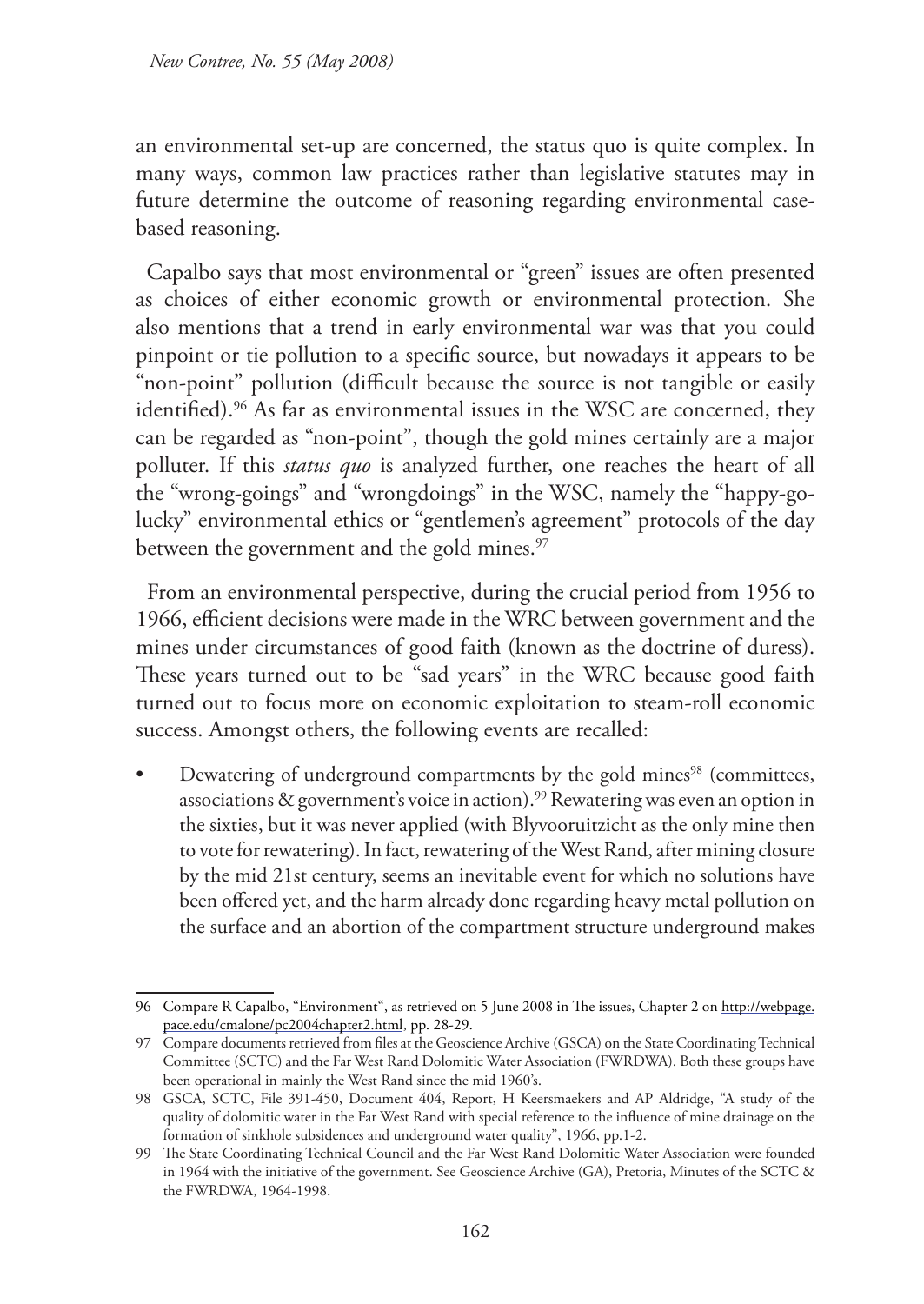an environmental set-up are concerned, the status quo is quite complex. In many ways, common law practices rather than legislative statutes may in future determine the outcome of reasoning regarding environmental case-based reasoning.

Capalbo says that most environmental or "green" issues are often presented as choices of either economic growth or environmental protection. She also mentions that a trend in early environmental war was that you could pinpoint or tie pollution to a specific source, but nowadays it appears to be "non-point" pollution (difficult because the source is not tangible or easily identified).[96] As far as environmental issues in the WSC are concerned, they can be regarded as "non-point", though the gold mines certainly are a major polluter. If this *status quo* is analyzed further, one reaches the heart of all the "wrong-goings" and "wrongdoings" in the WSC, namely the "happy-go-lucky" environmental ethics or "gentlemen's agreement" protocols of the day between the government and the gold mines.[97]

From an environmental perspective, during the crucial period from 1956 to 1966, efficient decisions were made in the WRC between government and the mines under circumstances of good faith (known as the doctrine of duress). These years turned out to be "sad years" in the WRC because good faith turned out to focus more on economic exploitation to steam-roll economic success. Amongst others, the following events are recalled:

- Dewatering of underground compartments by the gold mines[98] (committees, associations & government's voice in action).[99] Rewatering was even an option in the sixties, but it was never applied (with Blyvooruitzicht as the only mine then to vote for rewatering). In fact, rewatering of the West Rand, after mining closure by the mid 21st century, seems an inevitable event for which no solutions have been offered yet, and the harm already done regarding heavy metal pollution on the surface and an abortion of the compartment structure underground makes

---

96 Compare R Capalbo, "Environment", as retrieved on 5 June 2008 in The issues, Chapter 2 on http://webpage.pace.edu/cmalone/pc2004chapter2.html, pp. 28-29.

97 Compare documents retrieved from files at the Geoscience Archive (GSCA) on the State Coordinating Technical Committee (SCTC) and the Far West Rand Dolomitic Water Association (FWRDWA). Both these groups have been operational in mainly the West Rand since the mid 1960's.

98 GSCA, SCTC, File 391-450, Document 404, Report, H Keersmaekers and AP Aldridge, "A study of the quality of dolomitic water in the Far West Rand with special reference to the influence of mine drainage on the formation of sinkhole subsidences and underground water quality", 1966, pp.1-2.

99 The State Coordinating Technical Council and the Far West Rand Dolomitic Water Association were founded in 1964 with the initiative of the government. See Geoscience Archive (GA), Pretoria, Minutes of the SCTC & the FWRDWA, 1964-1998.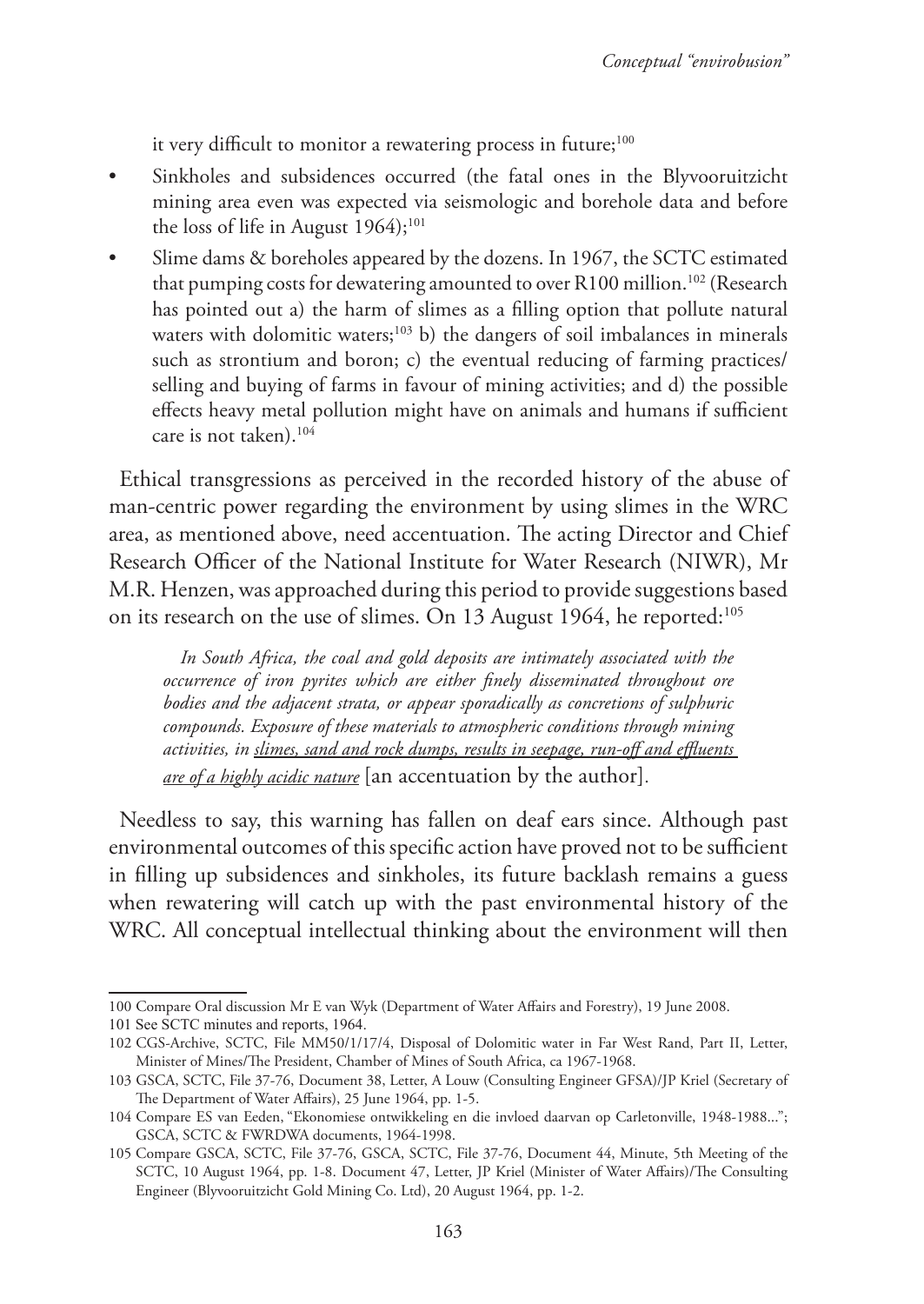it very difficult to monitor a rewatering process in future;[100]

- Sinkholes and subsidences occurred (the fatal ones in the Blyvooruitzicht mining area even was expected via seismologic and borehole data and before the loss of life in August 1964);[101]
- Slime dams & boreholes appeared by the dozens. In 1967, the SCTC estimated that pumping costs for dewatering amounted to over R100 million.[102] (Research has pointed out a) the harm of slimes as a filling option that pollute natural waters with dolomitic waters;[103] b) the dangers of soil imbalances in minerals such as strontium and boron; c) the eventual reducing of farming practices/selling and buying of farms in favour of mining activities; and d) the possible effects heavy metal pollution might have on animals and humans if sufficient care is not taken).[104]

Ethical transgressions as perceived in the recorded history of the abuse of man-centric power regarding the environment by using slimes in the WRC area, as mentioned above, need accentuation. The acting Director and Chief Research Officer of the National Institute for Water Research (NIWR), Mr M.R. Henzen, was approached during this period to provide suggestions based on its research on the use of slimes. On 13 August 1964, he reported:[105]

> *In South Africa, the coal and gold deposits are intimately associated with the occurrence of iron pyrites which are either finely disseminated throughout ore bodies and the adjacent strata, or appear sporadically as concretions of sulphuric compounds. Exposure of these materials to atmospheric conditions through mining activities, in slimes, sand and rock dumps, results in seepage, run-off and effluents are of a highly acidic nature* [an accentuation by the author].

Needless to say, this warning has fallen on deaf ears since. Although past environmental outcomes of this specific action have proved not to be sufficient in filling up subsidences and sinkholes, its future backlash remains a guess when rewatering will catch up with the past environmental history of the WRC. All conceptual intellectual thinking about the environment will then

---

100 Compare Oral discussion Mr E van Wyk (Department of Water Affairs and Forestry), 19 June 2008.

101 See SCTC minutes and reports, 1964.

102 CGS-Archive, SCTC, File MM50/1/17/4, Disposal of Dolomitic water in Far West Rand, Part II, Letter, Minister of Mines/The President, Chamber of Mines of South Africa, ca 1967-1968.

103 GSCA, SCTC, File 37-76, Document 38, Letter, A Louw (Consulting Engineer GFSA)/JP Kriel (Secretary of The Department of Water Affairs), 25 June 1964, pp. 1-5.

104 Compare ES van Eeden, "Ekonomiese ontwikkeling en die invloed daarvan op Carletonville, 1948-1988..."; GSCA, SCTC & FWRDWA documents, 1964-1998.

105 Compare GSCA, SCTC, File 37-76, GSCA, SCTC, File 37-76, Document 44, Minute, 5th Meeting of the SCTC, 10 August 1964, pp. 1-8. Document 47, Letter, JP Kriel (Minister of Water Affairs)/The Consulting Engineer (Blyvooruitzicht Gold Mining Co. Ltd), 20 August 1964, pp. 1-2.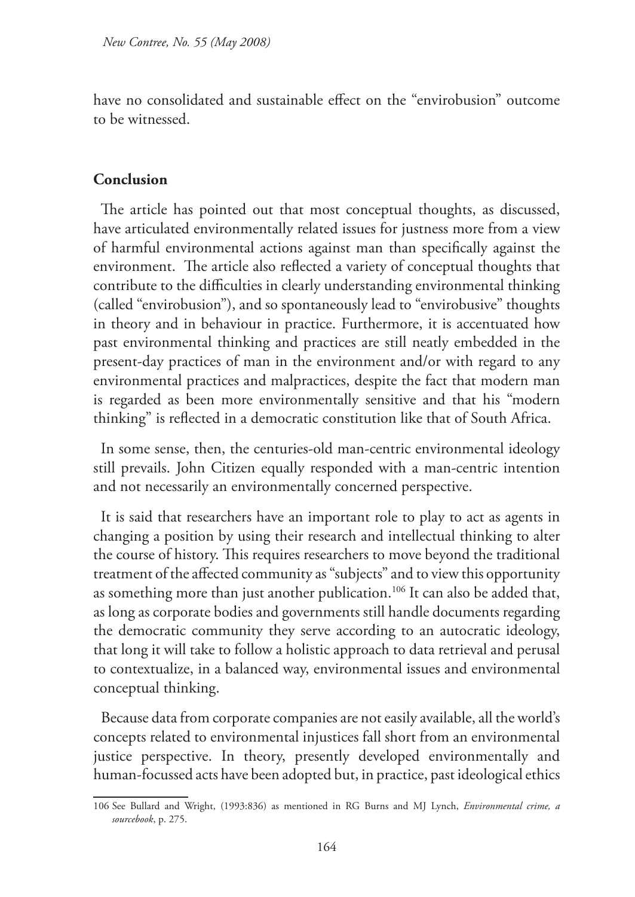have no consolidated and sustainable effect on the "envirobusion" outcome to be witnessed.

## Conclusion

The article has pointed out that most conceptual thoughts, as discussed, have articulated environmentally related issues for justness more from a view of harmful environmental actions against man than specifically against the environment. The article also reflected a variety of conceptual thoughts that contribute to the difficulties in clearly understanding environmental thinking (called "envirobusion"), and so spontaneously lead to "envirobusive" thoughts in theory and in behaviour in practice. Furthermore, it is accentuated how past environmental thinking and practices are still neatly embedded in the present-day practices of man in the environment and/or with regard to any environmental practices and malpractices, despite the fact that modern man is regarded as been more environmentally sensitive and that his "modern thinking" is reflected in a democratic constitution like that of South Africa.

In some sense, then, the centuries-old man-centric environmental ideology still prevails. John Citizen equally responded with a man-centric intention and not necessarily an environmentally concerned perspective.

It is said that researchers have an important role to play to act as agents in changing a position by using their research and intellectual thinking to alter the course of history. This requires researchers to move beyond the traditional treatment of the affected community as "subjects" and to view this opportunity as something more than just another publication.[106] It can also be added that, as long as corporate bodies and governments still handle documents regarding the democratic community they serve according to an autocratic ideology, that long it will take to follow a holistic approach to data retrieval and perusal to contextualize, in a balanced way, environmental issues and environmental conceptual thinking.

Because data from corporate companies are not easily available, all the world's concepts related to environmental injustices fall short from an environmental justice perspective. In theory, presently developed environmentally and human-focussed acts have been adopted but, in practice, past ideological ethics

---

106 See Bullard and Wright, (1993:836) as mentioned in RG Burns and MJ Lynch, *Environmental crime, a sourcebook*, p. 275.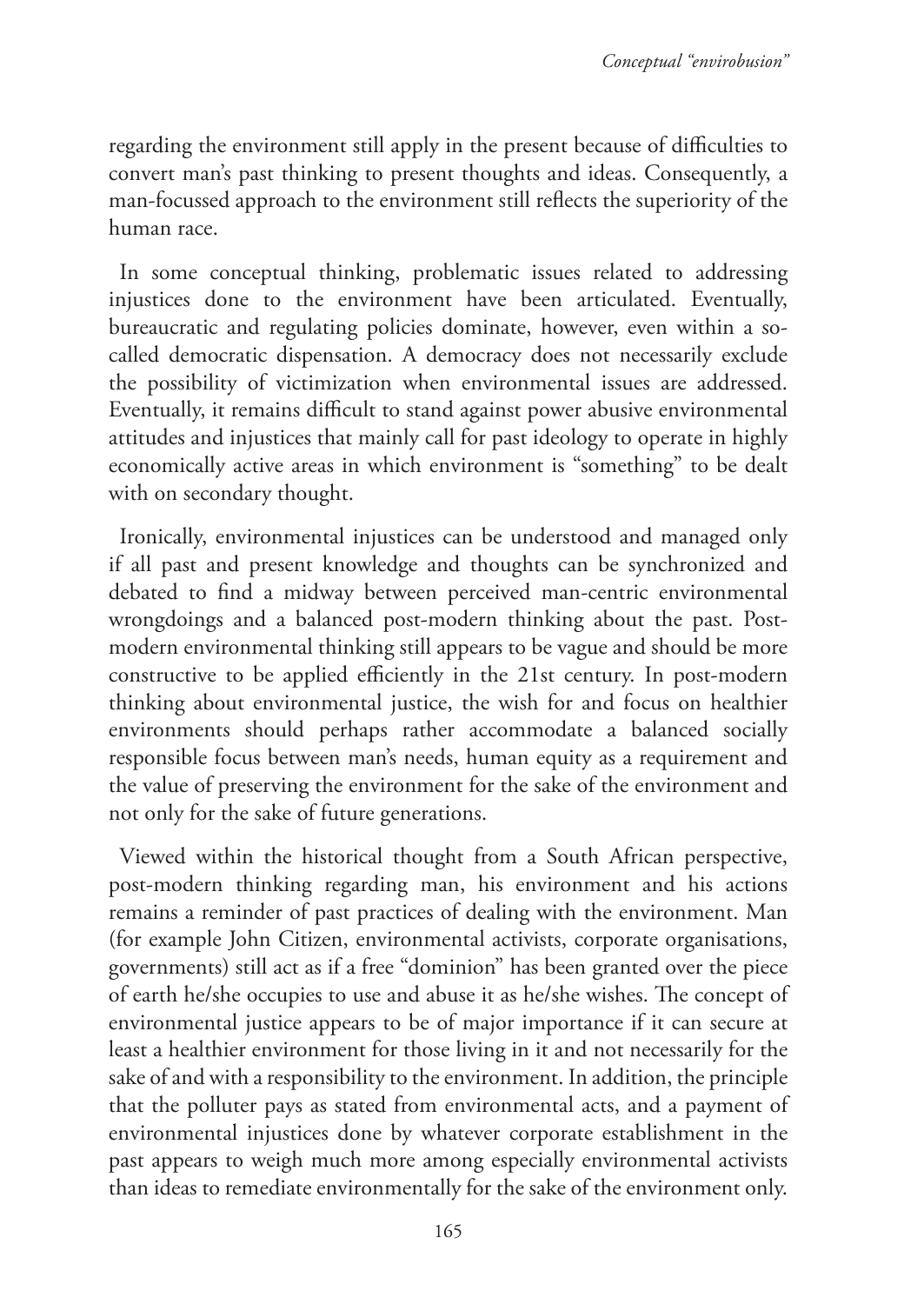regarding the environment still apply in the present because of difficulties to convert man's past thinking to present thoughts and ideas. Consequently, a man-focussed approach to the environment still reflects the superiority of the human race.

In some conceptual thinking, problematic issues related to addressing injustices done to the environment have been articulated. Eventually, bureaucratic and regulating policies dominate, however, even within a so-called democratic dispensation. A democracy does not necessarily exclude the possibility of victimization when environmental issues are addressed. Eventually, it remains difficult to stand against power abusive environmental attitudes and injustices that mainly call for past ideology to operate in highly economically active areas in which environment is "something" to be dealt with on secondary thought.

Ironically, environmental injustices can be understood and managed only if all past and present knowledge and thoughts can be synchronized and debated to find a midway between perceived man-centric environmental wrongdoings and a balanced post-modern thinking about the past. Post-modern environmental thinking still appears to be vague and should be more constructive to be applied efficiently in the 21st century. In post-modern thinking about environmental justice, the wish for and focus on healthier environments should perhaps rather accommodate a balanced socially responsible focus between man's needs, human equity as a requirement and the value of preserving the environment for the sake of the environment and not only for the sake of future generations.

Viewed within the historical thought from a South African perspective, post-modern thinking regarding man, his environment and his actions remains a reminder of past practices of dealing with the environment. Man (for example John Citizen, environmental activists, corporate organisations, governments) still act as if a free "dominion" has been granted over the piece of earth he/she occupies to use and abuse it as he/she wishes. The concept of environmental justice appears to be of major importance if it can secure at least a healthier environment for those living in it and not necessarily for the sake of and with a responsibility to the environment. In addition, the principle that the polluter pays as stated from environmental acts, and a payment of environmental injustices done by whatever corporate establishment in the past appears to weigh much more among especially environmental activists than ideas to remediate environmentally for the sake of the environment only.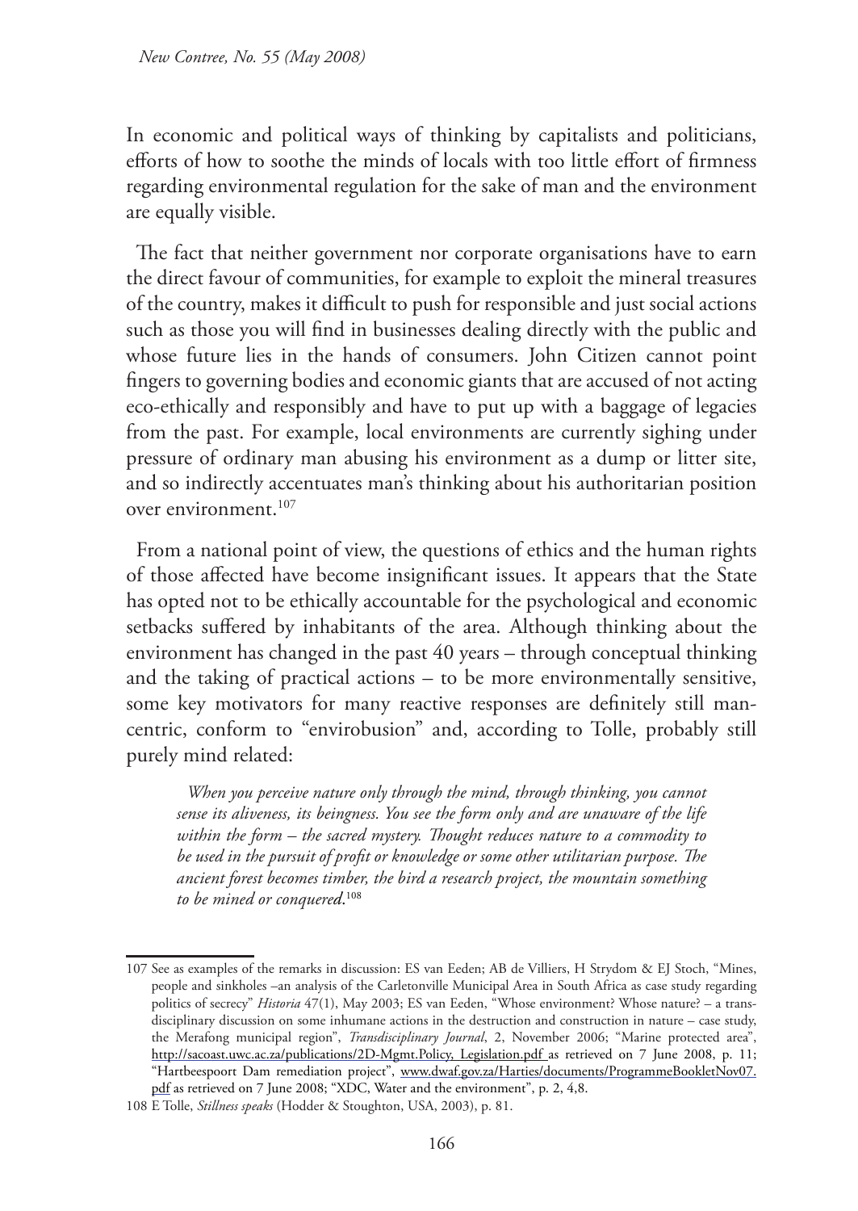In economic and political ways of thinking by capitalists and politicians, efforts of how to soothe the minds of locals with too little effort of firmness regarding environmental regulation for the sake of man and the environment are equally visible.

The fact that neither government nor corporate organisations have to earn the direct favour of communities, for example to exploit the mineral treasures of the country, makes it difficult to push for responsible and just social actions such as those you will find in businesses dealing directly with the public and whose future lies in the hands of consumers. John Citizen cannot point fingers to governing bodies and economic giants that are accused of not acting eco-ethically and responsibly and have to put up with a baggage of legacies from the past. For example, local environments are currently sighing under pressure of ordinary man abusing his environment as a dump or litter site, and so indirectly accentuates man's thinking about his authoritarian position over environment.[107]

From a national point of view, the questions of ethics and the human rights of those affected have become insignificant issues. It appears that the State has opted not to be ethically accountable for the psychological and economic setbacks suffered by inhabitants of the area. Although thinking about the environment has changed in the past 40 years – through conceptual thinking and the taking of practical actions – to be more environmentally sensitive, some key motivators for many reactive responses are definitely still man-centric, conform to "envirobusion" and, according to Tolle, probably still purely mind related:

> *When you perceive nature only through the mind, through thinking, you cannot sense its aliveness, its beingness. You see the form only and are unaware of the life within the form – the sacred mystery. Thought reduces nature to a commodity to be used in the pursuit of profit or knowledge or some other utilitarian purpose. The ancient forest becomes timber, the bird a research project, the mountain something to be mined or conquered*.[108]

---

107 See as examples of the remarks in discussion: ES van Eeden; AB de Villiers, H Strydom & EJ Stoch, "Mines, people and sinkholes –an analysis of the Carletonville Municipal Area in South Africa as case study regarding politics of secrecy" *Historia* 47(1), May 2003; ES van Eeden, "Whose environment? Whose nature? – a trans-disciplinary discussion on some inhumane actions in the destruction and construction in nature – case study, the Merafong municipal region", *Transdisciplinary Journal*, 2, November 2006; "Marine protected area", http://sacoast.uwc.ac.za/publications/2D-Mgmt.Policy, Legislation.pdf as retrieved on 7 June 2008, p. 11; "Hartbeespoort Dam remediation project", www.dwaf.gov.za/Harties/documents/ProgrammeBookletNov07.pdf as retrieved on 7 June 2008; "XDC, Water and the environment", p. 2, 4,8.

108 E Tolle, *Stillness speaks* (Hodder & Stoughton, USA, 2003), p. 81.